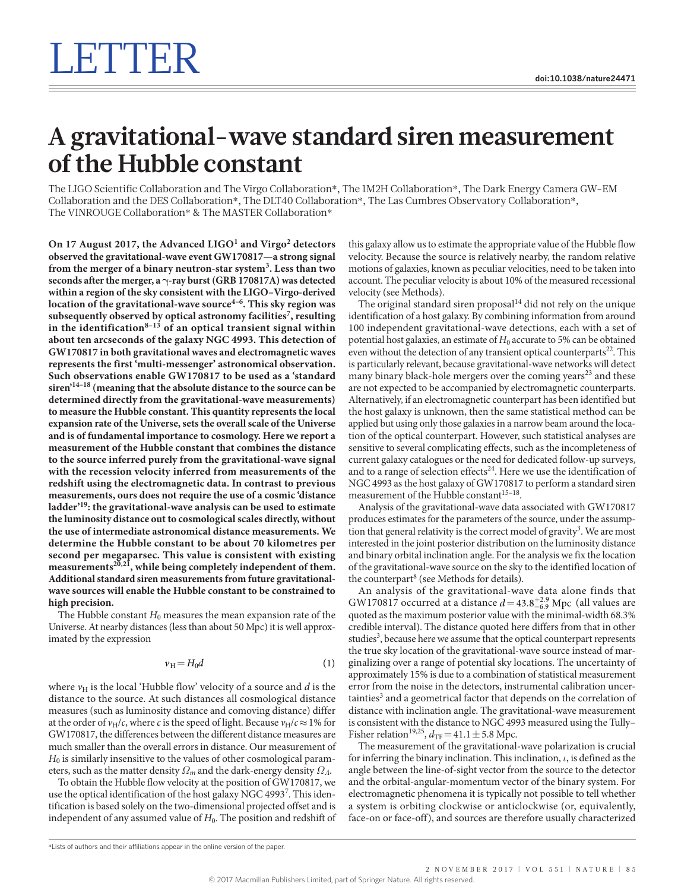# LETTER

# A gravitational-wave standard siren measurement of the Hubble constant

The LIGO Scientific Collaboration and The Virgo Collaboration*, The 1M2H Collaboration*, The Dark Energy Camera GW-EM Collaboration and the DES Collaboration*, The DLT40 Collaboration*, The Las Cumbres Observatory Collaboration*, The VINROUGE Collaboration* & The MASTER Collaboration*

**On 17 August 2017, the Advanced LIGO[1] and Virgo[2] detectors observed the gravitational-wave event GW170817—a strong signal from the merger of a binary neutron-star system[3]. Less than two seconds after the merger, a γ-ray burst (GRB 170817A) was detected within a region of the sky consistent with the LIGO–Virgo-derived location of the gravitational-wave source[4–6]. This sky region was subsequently observed by optical astronomy facilities[7], resulting in the identification[8–13] of an optical transient signal within about ten arcseconds of the galaxy NGC 4993. This detection of GW170817 in both gravitational waves and electromagnetic waves represents the first 'multi-messenger' astronomical observation. Such observations enable GW170817 to be used as a 'standard siren'[14–18] (meaning that the absolute distance to the source can be determined directly from the gravitational-wave measurements) to measure the Hubble constant. This quantity represents the local expansion rate of the Universe, sets the overall scale of the Universe and is of fundamental importance to cosmology. Here we report a measurement of the Hubble constant that combines the distance to the source inferred purely from the gravitational-wave signal with the recession velocity inferred from measurements of the redshift using the electromagnetic data. In contrast to previous measurements, ours does not require the use of a cosmic 'distance ladder'[19]: the gravitational-wave analysis can be used to estimate the luminosity distance out to cosmological scales directly, without the use of intermediate astronomical distance measurements. We determine the Hubble constant to be about 70 kilometres per second per megaparsec. This value is consistent with existing measurements[20,21], while being completely independent of them. Additional standard siren measurements from future gravitational-wave sources will enable the Hubble constant to be constrained to high precision.**

The Hubble constant $H_0$ measures the mean expansion rate of the Universe. At nearby distances (less than about 50 Mpc) it is well approximated by the expression

$$v_H = H_0 d \tag{1}$$

where $v_H$ is the local 'Hubble flow' velocity of a source and $d$ is the distance to the source. At such distances all cosmological distance measures (such as luminosity distance and comoving distance) differ at the order of $v_H/c$, where $c$ is the speed of light. Because $v_H/c \approx 1\%$ for GW170817, the differences between the different distance measures are much smaller than the overall errors in distance. Our measurement of $H_0$ is similarly insensitive to the values of other cosmological parameters, such as the matter density $\Omega_m$ and the dark-energy density $\Omega_\Lambda$.

To obtain the Hubble flow velocity at the position of GW170817, we use the optical identification of the host galaxy NGC 4993[7]. This identification is based solely on the two-dimensional projected offset and is independent of any assumed value of $H_0$. The position and redshift of this galaxy allow us to estimate the appropriate value of the Hubble flow velocity. Because the source is relatively nearby, the random relative motions of galaxies, known as peculiar velocities, need to be taken into account. The peculiar velocity is about 10% of the measured recessional velocity (see Methods).

The original standard siren proposal[14] did not rely on the unique identification of a host galaxy. By combining information from around 100 independent gravitational-wave detections, each with a set of potential host galaxies, an estimate of $H_0$ accurate to 5% can be obtained even without the detection of any transient optical counterparts[22]. This is particularly relevant, because gravitational-wave networks will detect many binary black-hole mergers over the coming years[23] and these are not expected to be accompanied by electromagnetic counterparts. Alternatively, if an electromagnetic counterpart has been identified but the host galaxy is unknown, then the same statistical method can be applied but using only those galaxies in a narrow beam around the location of the optical counterpart. However, such statistical analyses are sensitive to several complicating effects, such as the incompleteness of current galaxy catalogues or the need for dedicated follow-up surveys, and to a range of selection effects[24]. Here we use the identification of NGC 4993 as the host galaxy of GW170817 to perform a standard siren measurement of the Hubble constant[15–18].

Analysis of the gravitational-wave data associated with GW170817 produces estimates for the parameters of the source, under the assumption that general relativity is the correct model of gravity[3]. We are most interested in the joint posterior distribution on the luminosity distance and binary orbital inclination angle. For the analysis we fix the location of the gravitational-wave source on the sky to the identified location of the counterpart[8] (see Methods for details).

An analysis of the gravitational-wave data alone finds that GW170817 occurred at a distance $d = 43.8^{+2.9}_{-6.9}$ Mpc (all values are quoted as the maximum posterior value with the minimal-width 68.3% credible interval). The distance quoted here differs from that in other studies[3], because here we assume that the optical counterpart represents the true sky location of the gravitational-wave source instead of marginalizing over a range of potential sky locations. The uncertainty of approximately 15% is due to a combination of statistical measurement error from the noise in the detectors, instrumental calibration uncertainties[3] and a geometrical factor that depends on the correlation of distance with inclination angle. The gravitational-wave measurement is consistent with the distance to NGC 4993 measured using the Tully–Fisher relation[19,25], $d_{TF} = 41.1 \pm 5.8$ Mpc.

The measurement of the gravitational-wave polarization is crucial for inferring the binary inclination. This inclination, $\iota$, is defined as the angle between the line-of-sight vector from the source to the detector and the orbital-angular-momentum vector of the binary system. For electromagnetic phenomena it is typically not possible to tell whether a system is orbiting clockwise or anticlockwise (or, equivalently, face-on or face-off), and sources are therefore usually characterized

*Lists of authors and their affiliations appear in the online version of the paper.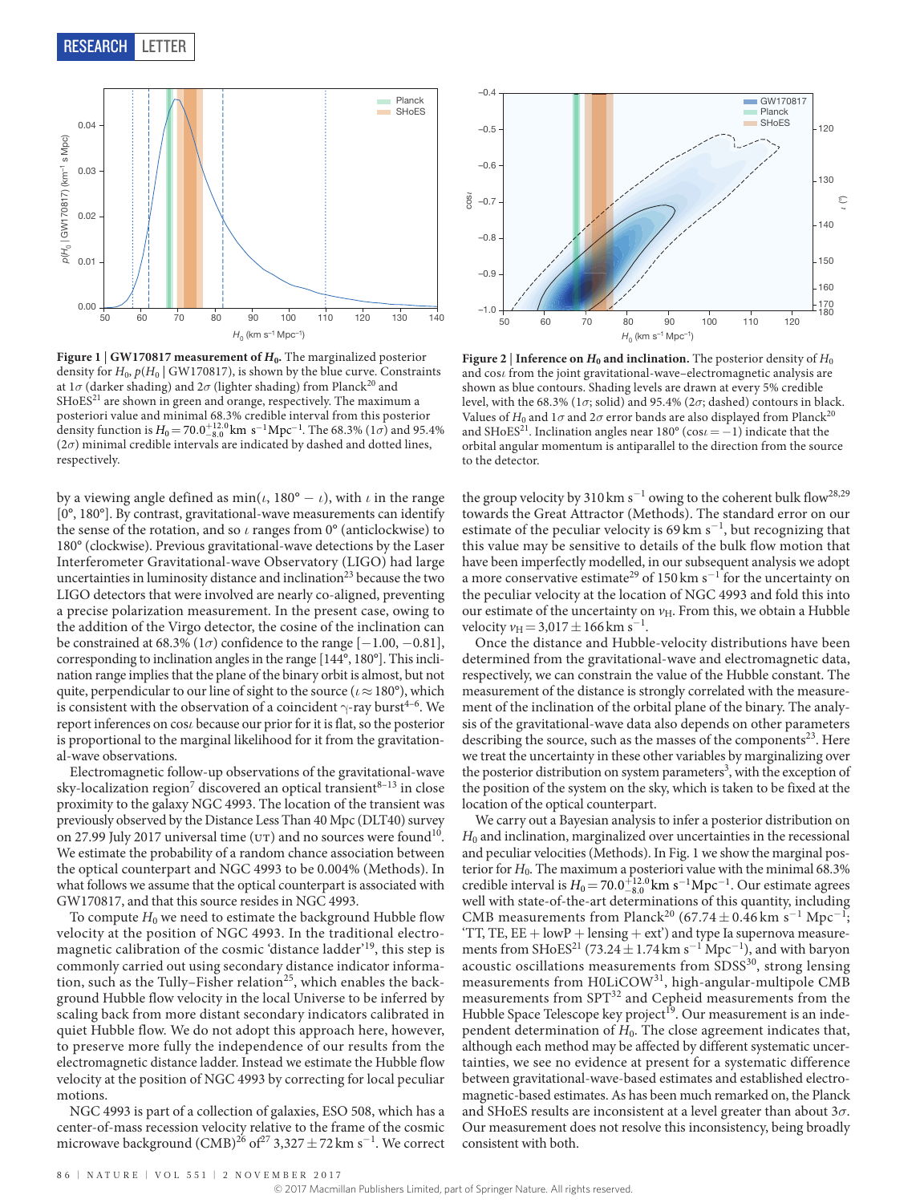**Figure 1 | GW170817 measurement of $H_0$.** The marginalized posterior density for $H_0$, $p(H_0 \mid \text{GW170817})$, is shown by the blue curve. Constraints at $1\sigma$ (darker shading) and $2\sigma$ (lighter shading) from Planck[20] and SHoES[21] are shown in green and orange, respectively. The maximum a posteriori value and minimal 68.3% credible interval from this posterior density function is $H_0 = 70.0^{+12.0}_{-8.0}$ km s$^{-1}$Mpc$^{-1}$. The 68.3% ($1\sigma$) and 95.4% ($2\sigma$) minimal credible intervals are indicated by dashed and dotted lines, respectively.

**Figure 2 | Inference on $H_0$ and inclination.** The posterior density of $H_0$ and $\cos\iota$ from the joint gravitational-wave–electromagnetic analysis are shown as blue contours. Shading levels are drawn at every 5% credible level, with the 68.3% ($1\sigma$; solid) and 95.4% ($2\sigma$; dashed) contours in black. Values of $H_0$ and $1\sigma$ and $2\sigma$ error bands are also displayed from Planck[20] and SHoES[21]. Inclination angles near 180° ($\cos\iota = -1$) indicate that the orbital angular momentum is antiparallel to the direction from the source to the detector.

by a viewing angle defined as min($\iota$, 180° − $\iota$), with $\iota$ in the range [0°, 180°]. By contrast, gravitational-wave measurements can identify the sense of the rotation, and so $\iota$ ranges from 0° (anticlockwise) to 180° (clockwise). Previous gravitational-wave detections by the Laser Interferometer Gravitational-wave Observatory (LIGO) had large uncertainties in luminosity distance and inclination[23] because the two LIGO detectors that were involved are nearly co-aligned, preventing a precise polarization measurement. In the present case, owing to the addition of the Virgo detector, the cosine of the inclination can be constrained at 68.3% ($1\sigma$) confidence to the range [−1.00, −0.81], corresponding to inclination angles in the range [144°, 180°]. This inclination range implies that the plane of the binary orbit is almost, but not quite, perpendicular to our line of sight to the source ($\iota \approx 180°$), which is consistent with the observation of a coincident $\gamma$-ray burst[4–6]. We report inferences on $\cos\iota$ because our prior for it is flat, so the posterior is proportional to the marginal likelihood for it from the gravitational-wave observations.

Electromagnetic follow-up observations of the gravitational-wave sky-localization region[7] discovered an optical transient[8–13] in close proximity to the galaxy NGC 4993. The location of the transient was previously observed by the Distance Less Than 40 Mpc (DLT40) survey on 27.99 July 2017 universal time (UT) and no sources were found[10]. We estimate the probability of a random chance association between the optical counterpart and NGC 4993 to be 0.004% (Methods). In what follows we assume that the optical counterpart is associated with GW170817, and that this source resides in NGC 4993.

To compute $H_0$ we need to estimate the background Hubble flow velocity at the position of NGC 4993. In the traditional electromagnetic calibration of the cosmic 'distance ladder'[19], this step is commonly carried out using secondary distance indicator information, such as the Tully–Fisher relation[25], which enables the background Hubble flow velocity in the local Universe to be inferred by scaling back from more distant secondary indicators calibrated in quiet Hubble flow. We do not adopt this approach here, however, to preserve more fully the independence of our results from the electromagnetic distance ladder. Instead we estimate the Hubble flow velocity at the position of NGC 4993 by correcting for local peculiar motions.

NGC 4993 is part of a collection of galaxies, ESO 508, which has a center-of-mass recession velocity relative to the frame of the cosmic microwave background (CMB)[26] of[27] 3,327 ± 72 km s$^{-1}$. We correct the group velocity by 310 km s$^{-1}$ owing to the coherent bulk flow[28,29] towards the Great Attractor (Methods). The standard error on our estimate of the peculiar velocity is 69 km s$^{-1}$, but recognizing that this value may be sensitive to details of the bulk flow motion that have been imperfectly modelled, in our subsequent analysis we adopt a more conservative estimate[29] of 150 km s$^{-1}$ for the uncertainty on the peculiar velocity at the location of NGC 4993 and fold this into our estimate of the uncertainty on $v_H$. From this, we obtain a Hubble velocity $v_H$ = 3,017 ± 166 km s$^{-1}$.

Once the distance and Hubble-velocity distributions have been determined from the gravitational-wave and electromagnetic data, respectively, we can constrain the value of the Hubble constant. The measurement of the distance is strongly correlated with the measurement of the inclination of the orbital plane of the binary. The analysis of the gravitational-wave data also depends on other parameters describing the source, such as the masses of the components[23]. Here we treat the uncertainty in these other variables by marginalizing over the posterior distribution on system parameters[3], with the exception of the position of the system on the sky, which is taken to be fixed at the location of the optical counterpart.

We carry out a Bayesian analysis to infer a posterior distribution on $H_0$ and inclination, marginalized over uncertainties in the recessional and peculiar velocities (Methods). In Fig. 1 we show the marginal posterior for $H_0$. The maximum a posteriori value with the minimal 68.3% credible interval is $H_0 = 70.0^{+12.0}_{-8.0}$ km s$^{-1}$Mpc$^{-1}$. Our estimate agrees well with state-of-the-art determinations of this quantity, including CMB measurements from Planck[20] (67.74 ± 0.46 km s$^{-1}$ Mpc$^{-1}$; 'TT, TE, EE + lowP + lensing + ext') and type Ia supernova measurements from SHoES[21] (73.24 ± 1.74 km s$^{-1}$ Mpc$^{-1}$), and with baryon acoustic oscillations measurements from SDSS[30], strong lensing measurements from H0LiCOW[31], high-angular-multipole CMB measurements from SPT[32] and Cepheid measurements from the Hubble Space Telescope key project[19]. Our measurement is an independent determination of $H_0$. The close agreement indicates that, although each method may be affected by different systematic uncertainties, we see no evidence at present for a systematic difference between gravitational-wave-based estimates and established electromagnetic-based estimates. As has been much remarked on, the Planck and SHoES results are inconsistent at a level greater than about $3\sigma$. Our measurement does not resolve this inconsistency, being broadly consistent with both.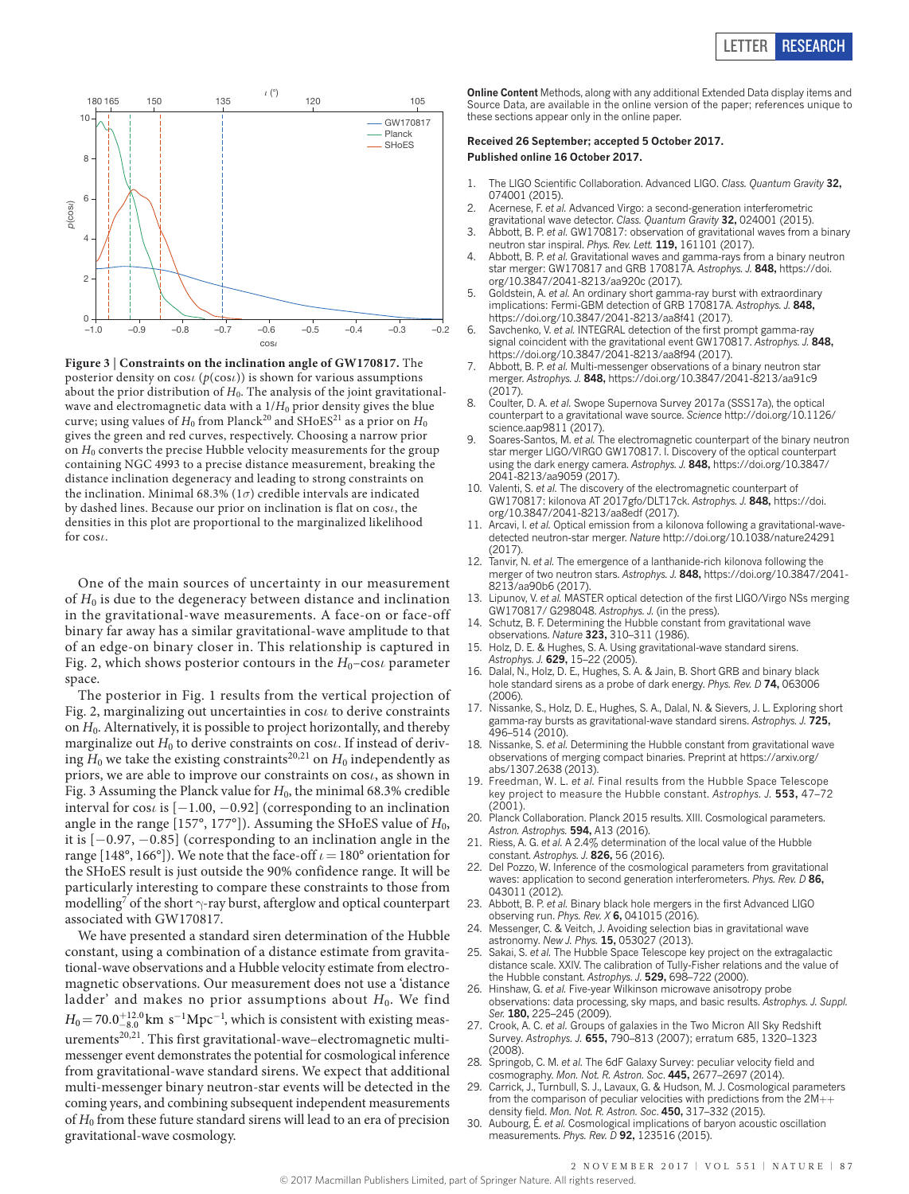**Figure 3 | Constraints on the inclination angle of GW170817.** The posterior density on $\cos\iota$ ($p(\cos\iota)$) is shown for various assumptions about the prior distribution of $H_0$. The analysis of the joint gravitational-wave and electromagnetic data with a $1/H_0$ prior density gives the blue curve; using values of $H_0$ from Planck[20] and SHoES[21] as a prior on $H_0$ gives the green and red curves, respectively. Choosing a narrow prior on $H_0$ converts the precise Hubble velocity measurements for the group containing NGC 4993 to a precise distance measurement, breaking the distance inclination degeneracy and leading to strong constraints on the inclination. Minimal 68.3% ($1\sigma$) credible intervals are indicated by dashed lines. Because our prior on inclination is flat on $\cos\iota$, the densities in this plot are proportional to the marginalized likelihood for $\cos\iota$.

One of the main sources of uncertainty in our measurement of $H_0$ is due to the degeneracy between distance and inclination in the gravitational-wave measurements. A face-on or face-off binary far away has a similar gravitational-wave amplitude to that of an edge-on binary closer in. This relationship is captured in Fig. 2, which shows posterior contours in the $H_0$–$\cos\iota$ parameter space.

The posterior in Fig. 1 results from the vertical projection of Fig. 2, marginalizing out uncertainties in $\cos\iota$ to derive constraints on $H_0$. Alternatively, it is possible to project horizontally, and thereby marginalize out $H_0$ to derive constraints on $\cos\iota$. If instead of deriving $H_0$ we take the existing constraints[20,21] on $H_0$ independently as priors, we are able to improve our constraints on $\cos\iota$, as shown in Fig. 3 Assuming the Planck value for $H_0$, the minimal 68.3% credible interval for $\cos\iota$ is $[-1.00, -0.92]$ (corresponding to an inclination angle in the range [157°, 177°]). Assuming the SHoES value of $H_0$, it is $[-0.97, -0.85]$ (corresponding to an inclination angle in the range [148°, 166°]). We note that the face-off $\iota = 180°$ orientation for the SHoES result is just outside the 90% confidence range. It will be particularly interesting to compare these constraints to those from modelling[7] of the short $\gamma$-ray burst, afterglow and optical counterpart associated with GW170817.

We have presented a standard siren determination of the Hubble constant, using a combination of a distance estimate from gravitational-wave observations and a Hubble velocity estimate from electromagnetic observations. Our measurement does not use a 'distance ladder' and makes no prior assumptions about $H_0$. We find $H_0 = 70.0^{+12.0}_{-8.0}$ km s$^{-1}$Mpc$^{-1}$, which is consistent with existing measurements[20,21]. This first gravitational-wave–electromagnetic multi-messenger event demonstrates the potential for cosmological inference from gravitational-wave standard sirens. We expect that additional multi-messenger binary neutron-star events will be detected in the coming years, and combining subsequent independent measurements of $H_0$ from these future standard sirens will lead to an era of precision gravitational-wave cosmology.

**Online Content** Methods, along with any additional Extended Data display items and Source Data, are available in the online version of the paper; references unique to these sections appear only in the online paper.

**Received 26 September; accepted 5 October 2017.**
**Published online 16 October 2017.**

1. The LIGO Scientific Collaboration. Advanced LIGO. *Class. Quantum Gravity* **32,** 074001 (2015).
2. Acernese, F. *et al.* Advanced Virgo: a second-generation interferometric gravitational wave detector. *Class. Quantum Gravity* **32,** 024001 (2015).
3. Abbott, B. P. *et al.* GW170817: observation of gravitational waves from a binary neutron star inspiral. *Phys. Rev. Lett.* **119,** 161101 (2017).
4. Abbott, B. P. *et al.* Gravitational waves and gamma-rays from a binary neutron star merger: GW170817 and GRB 170817A. *Astrophys. J.* **848,** https://doi.org/10.3847/2041-8213/aa920c (2017).
5. Goldstein, A. *et al.* An ordinary short gamma-ray burst with extraordinary implications: Fermi-GBM detection of GRB 170817A. *Astrophys. J.* **848,** https://doi.org/10.3847/2041-8213/aa8f41 (2017).
6. Savchenko, V. *et al.* INTEGRAL detection of the first prompt gamma-ray signal coincident with the gravitational event GW170817. *Astrophys. J.* **848,** https://doi.org/10.3847/2041-8213/aa8f94 (2017).
7. Abbott, B. P. *et al.* Multi-messenger observations of a binary neutron star merger. *Astrophys. J.* **848,** https://doi.org/10.3847/2041-8213/aa91c9 (2017).
8. Coulter, D. A. *et al.* Swope Supernova Survey 2017a (SSS17a), the optical counterpart to a gravitational wave source. *Science* http://doi.org/10.1126/science.aap9811 (2017).
9. Soares-Santos, M. *et al.* The electromagnetic counterpart of the binary neutron star merger LIGO/VIRGO GW170817. I. Discovery of the optical counterpart using the dark energy camera. *Astrophys. J.* **848,** https://doi.org/10.3847/2041-8213/aa9059 (2017).
10. Valenti, S. *et al.* The discovery of the electromagnetic counterpart of GW170817: kilonova AT 2017gfo/DLT17ck. *Astrophys. J.* **848,** https://doi.org/10.3847/2041-8213/aa8edf (2017).
11. Arcavi, I. *et al.* Optical emission from a kilonova following a gravitational-wave-detected neutron-star merger. *Nature* http://doi.org/10.1038/nature24291 (2017).
12. Tanvir, N. *et al.* The emergence of a lanthanide-rich kilonova following the merger of two neutron stars. *Astrophys. J.* **848,** https://doi.org/10.3847/2041-8213/aa90b6 (2017).
13. Lipunov, V. *et al.* MASTER optical detection of the first LIGO/Virgo NSs merging GW170817/ G298048. *Astrophys. J.* (in the press).
14. Schutz, B. F. Determining the Hubble constant from gravitational wave observations. *Nature* **323,** 310–311 (1986).
15. Holz, D. E. & Hughes, S. A. Using gravitational-wave standard sirens. *Astrophys. J.* **629,** 15–22 (2005).
16. Dalal, N., Holz, D. E., Hughes, S. A. & Jain, B. Short GRB and binary black hole standard sirens as a probe of dark energy. *Phys. Rev. D* **74,** 063006 (2006).
17. Nissanke, S., Holz, D. E., Hughes, S. A., Dalal, N. & Sievers, J. L. Exploring short gamma-ray bursts as gravitational-wave standard sirens. *Astrophys. J.* **725,** 496–514 (2010).
18. Nissanke, S. *et al.* Determining the Hubble constant from gravitational wave observations of merging compact binaries. Preprint at https://arxiv.org/abs/1307.2638 (2013).
19. Freedman, W. L. *et al.* Final results from the Hubble Space Telescope key project to measure the Hubble constant. *Astrophys. J.* **553,** 47–72 (2001).
20. Planck Collaboration. Planck 2015 results. XIII. Cosmological parameters. *Astron. Astrophys.* **594,** A13 (2016).
21. Riess, A. G. *et al.* A 2.4% determination of the local value of the Hubble constant. *Astrophys. J.* **826,** 56 (2016).
22. Del Pozzo, W. Inference of the cosmological parameters from gravitational waves: application to second generation interferometers. *Phys. Rev. D* **86,** 043011 (2012).
23. Abbott, B. P. *et al.* Binary black hole mergers in the first Advanced LIGO observing run. *Phys. Rev. X* **6,** 041015 (2016).
24. Messenger, C. & Veitch, J. Avoiding selection bias in gravitational wave astronomy. *New J. Phys.* **15,** 053027 (2013).
25. Sakai, S. *et al.* The Hubble Space Telescope key project on the extragalactic distance scale. XXIV. The calibration of Tully-Fisher relations and the value of the Hubble constant. *Astrophys. J.* **529,** 698–722 (2000).
26. Hinshaw, G. *et al.* Five-year Wilkinson microwave anisotropy probe observations: data processing, sky maps, and basic results. *Astrophys. J. Suppl. Ser.* **180,** 225–245 (2009).
27. Crook, A. C. *et al.* Groups of galaxies in the Two Micron All Sky Redshift Survey. *Astrophys. J.* **655,** 790–813 (2007); erratum 685, 1320–1323 (2008).
28. Springob, C. M. *et al.* The 6dF Galaxy Survey: peculiar velocity field and cosmography. *Mon. Not. R. Astron. Soc.* **445,** 2677–2697 (2014).
29. Carrick, J., Turnbull, S. J., Lavaux, G. & Hudson, M. J. Cosmological parameters from the comparison of peculiar velocities with predictions from the 2M++ density field. *Mon. Not. R. Astron. Soc.* **450,** 317–332 (2015).
30. Aubourg, É. *et al.* Cosmological implications of baryon acoustic oscillation measurements. *Phys. Rev. D* **92,** 123516 (2015).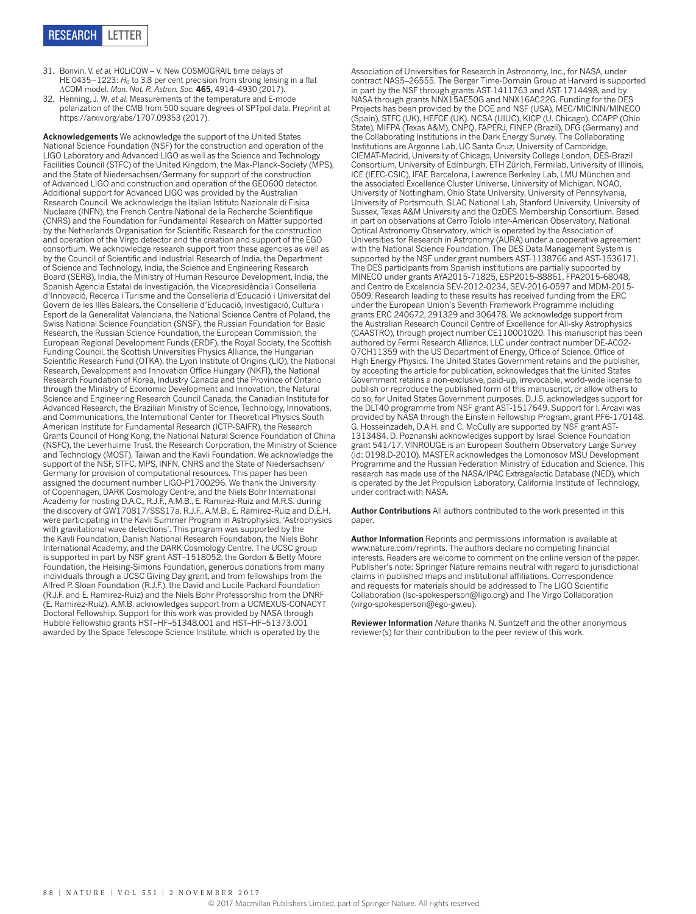31. Bonvin, V. *et al.* H0LiCOW – V. New COSMOGRAIL time delays of HE 0435−1223: $H_0$ to 3.8 per cent precision from strong lensing in a flat ΛCDM model. *Mon. Not. R. Astron. Soc.* **465,** 4914–4930 (2017).
32. Henning, J. W. *et al.* Measurements of the temperature and E-mode polarization of the CMB from 500 square degrees of SPTpol data. Preprint at https://arxiv.org/abs/1707.09353 (2017).

**Acknowledgements** We acknowledge the support of the United States National Science Foundation (NSF) for the construction and operation of the LIGO Laboratory and Advanced LIGO as well as the Science and Technology Facilities Council (STFC) of the United Kingdom, the Max-Planck-Society (MPS), and the State of Niedersachsen/Germany for support of the construction of Advanced LIGO and construction and operation of the GEO600 detector. Additional support for Advanced LIGO was provided by the Australian Research Council. We acknowledge the Italian Istituto Nazionale di Fisica Nucleare (INFN), the French Centre National de la Recherche Scientifique (CNRS) and the Foundation for Fundamental Research on Matter supported by the Netherlands Organisation for Scientific Research for the construction and operation of the Virgo detector and the creation and support of the EGO consortium. We acknowledge research support from these agencies as well as by the Council of Scientific and Industrial Research of India, the Department of Science and Technology, India, the Science and Engineering Research Board (SERB), India, the Ministry of Human Resource Development, India, the Spanish Agencia Estatal de Investigación, the Vicepresidència i Conselleria d'Innovació, Recerca i Turisme and the Conselleria d'Educació i Universitat del Govern de les Illes Balears, the Conselleria d'Educació, Investigació, Cultura i Esport de la Generalitat Valenciana, the National Science Centre of Poland, the Swiss National Science Foundation (SNSF), the Russian Foundation for Basic Research, the Russian Science Foundation, the European Commission, the European Regional Development Funds (ERDF), the Royal Society, the Scottish Funding Council, the Scottish Universities Physics Alliance, the Hungarian Scientific Research Fund (OTKA), the Lyon Institute of Origins (LIO), the National Research, Development and Innovation Office Hungary (NKFI), the National Research Foundation of Korea, Industry Canada and the Province of Ontario through the Ministry of Economic Development and Innovation, the Natural Science and Engineering Research Council Canada, the Canadian Institute for Advanced Research, the Brazilian Ministry of Science, Technology, Innovations, and Communications, the International Center for Theoretical Physics South American Institute for Fundamental Research (ICTP-SAIFR), the Research Grants Council of Hong Kong, the National Natural Science Foundation of China (NSFC), the Leverhulme Trust, the Research Corporation, the Ministry of Science and Technology (MOST), Taiwan and the Kavli Foundation. We acknowledge the support of the NSF, STFC, MPS, INFN, CNRS and the State of Niedersachsen/Germany for provision of computational resources. This paper has been assigned the document number LIGO-P1700296. We thank the University of Copenhagen, DARK Cosmology Centre, and the Niels Bohr International Academy for hosting D.A.C., R.J.F., A.M.B., E. Ramirez-Ruiz and M.R.S. during the discovery of GW170817/SSS17a. R.J.F., A.M.B., E. Ramirez-Ruiz and D.E.H. were participating in the Kavli Summer Program in Astrophysics, 'Astrophysics with gravitational wave detections'. This program was supported by the the Kavli Foundation, Danish National Research Foundation, the Niels Bohr International Academy, and the DARK Cosmology Centre. The UCSC group is supported in part by NSF grant AST–1518052, the Gordon & Betty Moore Foundation, the Heising-Simons Foundation, generous donations from many individuals through a UCSC Giving Day grant, and from fellowships from the Alfred P. Sloan Foundation (R.J.F.), the David and Lucile Packard Foundation (R.J.F. and E. Ramirez-Ruiz) and the Niels Bohr Professorship from the DNRF (E. Ramirez-Ruiz). A.M.B. acknowledges support from a UCMEXUS-CONACYT Doctoral Fellowship. Support for this work was provided by NASA through Hubble Fellowship grants HST–HF–51348.001 and HST–HF–51373.001 awarded by the Space Telescope Science Institute, which is operated by the Association of Universities for Research in Astronomy, Inc., for NASA, under contract NAS5–26555. The Berger Time-Domain Group at Harvard is supported in part by the NSF through grants AST-1411763 and AST-1714498, and by NASA through grants NNX15AE50G and NNX16AC22G. Funding for the DES Projects has been provided by the DOE and NSF (USA), MEC/MICINN/MINECO (Spain), STFC (UK), HEFCE (UK). NCSA (UIUC), KICP (U. Chicago), CCAPP (Ohio State), MIFPA (Texas A&M), CNPQ, FAPERJ, FINEP (Brazil), DFG (Germany) and the Collaborating Institutions in the Dark Energy Survey. The Collaborating Institutions are Argonne Lab, UC Santa Cruz, University of Cambridge, CIEMAT-Madrid, University of Chicago, University College London, DES-Brazil Consortium, University of Edinburgh, ETH Zürich, Fermilab, University of Illinois, ICE (IEEC-CSIC), IFAE Barcelona, Lawrence Berkeley Lab, LMU München and the associated Excellence Cluster Universe, University of Michigan, NOAO, University of Nottingham, Ohio State University, University of Pennsylvania, University of Portsmouth, SLAC National Lab, Stanford University, University of Sussex, Texas A&M University and the OzDES Membership Consortium. Based in part on observations at Cerro Tololo Inter-American Observatory, National Optical Astronomy Observatory, which is operated by the Association of Universities for Research in Astronomy (AURA) under a cooperative agreement with the National Science Foundation. The DES Data Management System is supported by the NSF under grant numbers AST-1138766 and AST-1536171. The DES participants from Spanish institutions are partially supported by MINECO under grants AYA2015-71825, ESP2015-88861, FPA2015-68048, and Centro de Excelencia SEV-2012-0234, SEV-2016-0597 and MDM-2015-0509. Research leading to these results has received funding from the ERC under the European Union's Seventh Framework Programme including grants ERC 240672, 291329 and 306478. We acknowledge support from the Australian Research Council Centre of Excellence for All-sky Astrophysics (CAASTRO), through project number CE110001020. This manuscript has been authored by Fermi Research Alliance, LLC under contract number DE-AC02-07CH11359 with the US Department of Energy, Office of Science, Office of High Energy Physics. The United States Government retains and the publisher, by accepting the article for publication, acknowledges that the United States Government retains a non-exclusive, paid-up, irrevocable, world-wide license to publish or reproduce the published form of this manuscript, or allow others to do so, for United States Government purposes. D.J.S. acknowledges support for the DLT40 programme from NSF grant AST-1517649. Support for I. Arcavi was provided by NASA through the Einstein Fellowship Program, grant PF6-170148. G. Hosseinzadeh, D.A.H. and C. McCully are supported by NSF grant AST-1313484. D. Poznanski acknowledges support by Israel Science Foundation grant 541/17. VINROUGE is an European Southern Observatory Large Survey (id: 0198.D-2010). MASTER acknowledges the Lomonosov MSU Development Programme and the Russian Federation Ministry of Education and Science. This research has made use of the NASA/IPAC Extragalactic Database (NED), which is operated by the Jet Propulsion Laboratory, California Institute of Technology, under contract with NASA.

**Author Contributions** All authors contributed to the work presented in this paper.

**Author Information** Reprints and permissions information is available at www.nature.com/reprints. The authors declare no competing financial interests. Readers are welcome to comment on the online version of the paper. Publisher's note: Springer Nature remains neutral with regard to jurisdictional claims in published maps and institutional affiliations. Correspondence and requests for materials should be addressed to The LIGO Scientific Collaboration (lsc-spokesperson@ligo.org) and The Virgo Collaboration (virgo-spokesperson@ego-gw.eu).

**Reviewer Information** *Nature* thanks N. Suntzeff and the other anonymous reviewer(s) for their contribution to the peer review of this work.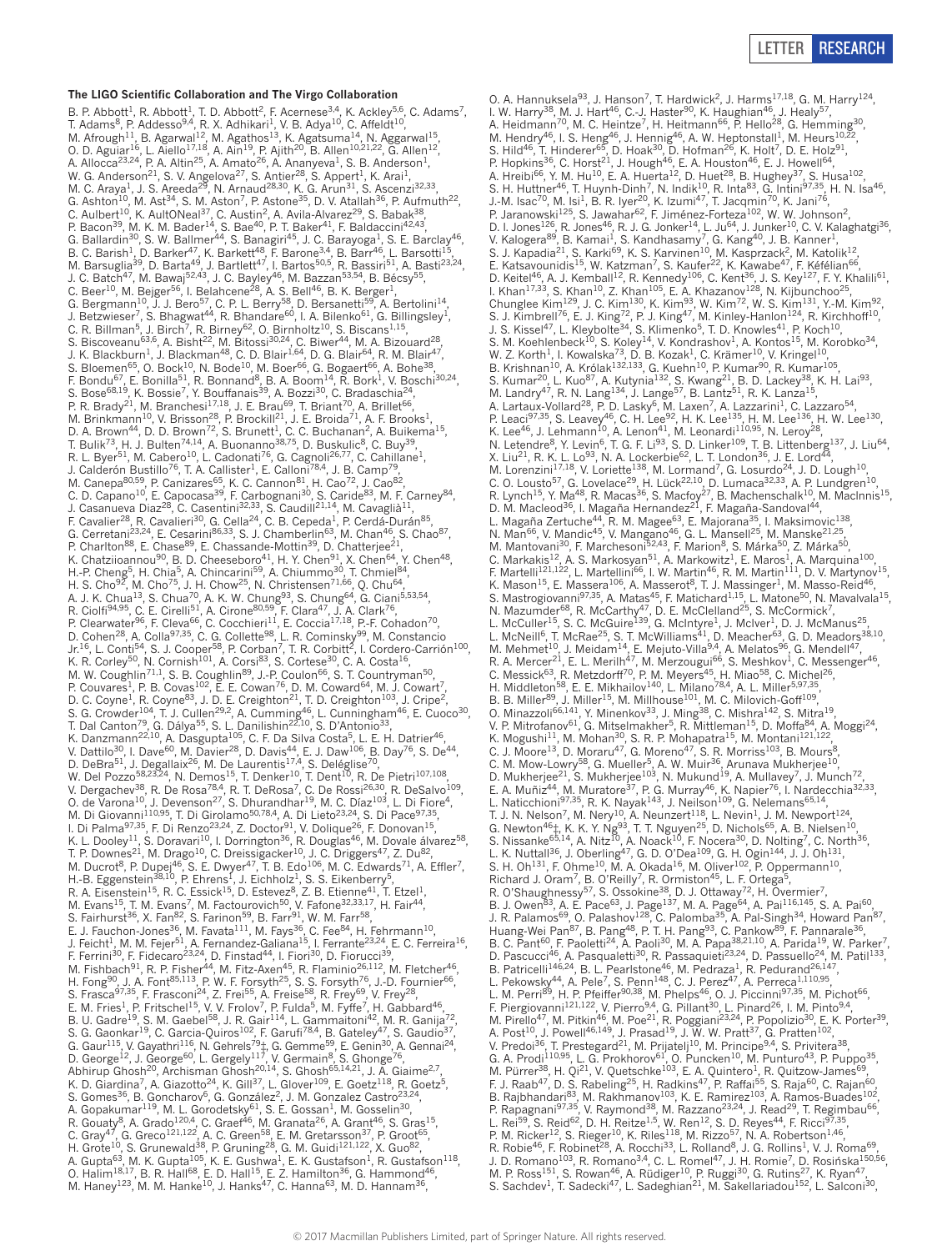### The LIGO Scientific Collaboration and The Virgo Collaboration

B. P. Abbott[1], R. Abbott[1], T. D. Abbott[2], F. Acernese[3,4], K. Ackley[5,6], C. Adams[7], T. Adams[8], P. Addesso[9,4], R. X. Adhikari[1], V. B. Adya[10], C. Affeldt[10], M. Afrough[11], B. Agarwal[12], M. Agathos[13], K. Agatsuma[14], N. Aggarwal[15], O. D. Aguiar[16], L. Aiello[17,18], A. Ain[19], P. Ajith[20], B. Allen[10,21,22], G. Allen[12], A. Allocca[23,24], P. A. Altin[25], A. Amato[26], A. Ananyeva[1], S. B. Anderson[1], W. G. Anderson[21], S. V. Angelova[27], S. Antier[28], S. Appert[1], K. Arai[1], M. C. Araya[1], J. S. Areeda[29], N. Arnaud[28,30], K. G. Arun[31], S. Ascenzi[32,33], G. Ashton[10], M. Ast[34], S. M. Aston[7], P. Astone[35], D. V. Atallah[36], P. Aufmuth[22], C. Aulbert[10], K. AultONeal[37], C. Austin[2], A. Avila-Alvarez[29], S. Babak[38], P. Bacon[39], M. K. M. Bader[14], S. Bae[40], P. T. Baker[41], F. Baldaccini[42,43], G. Ballardin[30], S. W. Ballmer[44], S. Banagiri[45], J. C. Barayoga[1], S. E. Barclay[46], B. C. Barish[1], D. Barker[47], K. Barkett[48], F. Barone[3,4], B. Barr[46], L. Barsotti[15], M. Barsuglia[39], D. Barta[49], J. Bartlett[47], I. Bartos[50,5], R. Bassiri[51], A. Basti[23,24], J. C. Batch[47], M. Bawaj[52,43], J. C. Bayley[46], M. Bazzan[53,54], B. Bécsy[55], C. Beer[10], M. Bejger[56], I. Belahcene[28], A. S. Bell[46], B. K. Berger[1], G. Bergmann[10], J. J. Bero[57], C. P. L. Berry[58], D. Bersanetti[59], A. Bertolini[14], J. Betzwieser[7], S. Bhagwat[44], R. Bhandare[60], I. A. Bilenko[61], G. Billingsley[1], C. R. Billman[5], J. Birch[7], R. Birney[62], O. Birnholtz[10], S. Biscans[1,15], S. Biscoveanu[63,6], A. Bisht[22], M. Bitossi[30,24], C. Biwer[44], M. A. Bizouard[28], J. K. Blackburn[1], J. Blackman[48], C. D. Blair[1,64], D. G. Blair[64], R. M. Blair[47], S. Bloemen[65], O. Bock[10], N. Bode[10], M. Boer[66], G. Bogaert[66], A. Bohe[38], F. Bondu[67], E. Bonilla[51], R. Bonnand[8], B. A. Boom[14], R. Bork[1], V. Boschi[30,24], S. Bose[68,19], K. Bossie[7], Y. Bouffanais[39], A. Bozzi[30], C. Bradaschia[24], P. R. Brady[21], M. Branchesi[17,18], J. E. Brau[69], T. Briant[70], A. Brillet[66], M. Brinkmann[10], V. Brisson[28], P. Brockill[21], J. E. Broida[71], A. F. Brooks[1], D. A. Brown[44], D. D. Brown[72], S. Brunett[1], C. C. Buchanan[2], A. Buikema[15], T. Bulik[73], H. J. Bulten[74,14], A. Buonanno[38,75], D. Buskulic[8], C. Buy[39], R. L. Byer[51], M. Cabero[10], L. Cadonati[76], G. Cagnoli[26,77], C. Cahillane[1], J. Calderón Bustillo[76], T. A. Callister[1], E. Calloni[78,4], J. B. Camp[79], M. Canepa[80,59], P. Canizares[65], K. C. Cannon[81], H. Cao[72], J. Cao[82], C. D. Capano[10], E. Capocasa[39], F. Carbognani[30], S. Caride[83], M. F. Carney[84], J. Casanueva Diaz[28], C. Casentini[32,33], S. Caudill[21,14], M. Cavaglià[11], F. Cavalier[28], R. Cavalieri[30], G. Cella[24], C. B. Cepeda[1], P. Cerdá-Durán[85], G. Cerretani[23,24], E. Cesarini[86,33], S. J. Chamberlin[63], M. Chan[46], S. Chao[87], P. Charlton[88], E. Chase[89], E. Chassande-Mottin[39], D. Chatterjee[21], K. Chatziioannou[90], B. D. Cheeseboro[41], H. Y. Chen[91], X. Chen[64], Y. Chen[48], H.-P. Cheng[5], H. Chia[5], A. Chincarini[59], A. Chiummo[30], T. Chmiel[84], H. S. Cho[92], M. Cho[75], J. H. Chow[25], N. Christensen[71,66], Q. Chu[64], A. J. K. Chua[13], S. Chua[70], A. K. W. Chung[93], S. Chung[64], G. Ciani[5,53,54], R. Ciolfi[94,95], C. E. Cirelli[51], A. Cirone[80,59], F. Clara[47], J. A. Clark[76], P. Clearwater[96], F. Cleva[66], C. Cocchieri[11], E. Coccia[17,18], P.-F. Cohadon[70], D. Cohen[28], A. Colla[97,35], C. G. Collette[98], L. R. Cominsky[99], M. Constancio Jr.[16], L. Conti[54], S. J. Cooper[58], P. Corban[7], T. R. Corbitt[2], I. Cordero-Carrión[100], K. R. Corley[50], N. Cornish[101], A. Corsi[83], S. Cortese[30], C. A. Costa[16], M. W. Coughlin[71,1], S. B. Coughlin[89], J.-P. Coulon[66], S. T. Countryman[50], P. Couvares[1], P. B. Covas[102], E. E. Cowan[76], D. M. Coward[64], M. J. Cowart[7], D. C. Coyne[1], R. Coyne[83], J. D. E. Creighton[21], T. D. Creighton[103], J. Cripe[2], S. G. Crowder[104], T. J. Cullen[29,2], A. Cumming[46], L. Cunningham[46], E. Cuoco[30], T. Dal Canton[79], G. Dálya[55], S. L. Danilishin[22,10], S. D'Antonio[33], K. Danzmann[22,10], A. Dasgupta[105], C. F. Da Silva Costa[5], L. E. H. Datrier[46], V. Dattilo[30], I. Dave[60], M. Davier[28], D. Davis[44], E. J. Daw[106], B. Day[76], S. De[44], D. DeBra[51], J. Degallaix[26], M. De Laurentis[17,4], S. Deléglise[70], W. Del Pozzo[58,23,24], N. Demos[15], T. Denker[10], T. Dent[10], R. De Pietri[107,108], V. Dergachev[38], R. De Rosa[78,4], R. T. DeRosa[7], C. De Rossi[26,30], R. DeSalvo[109], O. de Varona[10], J. Devenson[27], S. Dhurandhar[19], M. C. Díaz[103], L. Di Fiore[4], M. Di Giovanni[110,95], T. Di Girolamo[50,78,4], A. Di Lieto[23,24], S. Di Pace[97,35], I. Di Palma[97,35], F. Di Renzo[23,24], Z. Doctor[91], V. Dolique[26], F. Donovan[15], K. L. Dooley[11], S. Doravari[10], I. Dorrington[36], R. Douglas[46], M. Dovale Álvarez[58], T. P. Downes[21], M. Drago[10], C. Dreissigacker[10], J. C. Driggers[47], Z. Du[82], M. Ducrot[8], P. Dupej[46], S. E. Dwyer[47], T. B. Edo[106], M. C. Edwards[71], A. Effler[7], H.-B. Eggenstein[38,10], P. Ehrens[1], J. Eichholz[1], S. S. Eikenberry[5], R. A. Eisenstein[15], R. C. Essick[15], D. Estevez[8], Z. B. Etienne[41], T. Etzel[1], M. Evans[15], T. M. Evans[7], M. Factourovich[50], V. Fafone[32,33,17], H. Fair[44], S. Fairhurst[36], X. Fan[82], S. Farinon[59], B. Farr[91], W. M. Farr[58], E. J. Fauchon-Jones[36], M. Favata[111], M. Fays[36], C. Fee[84], H. Fehrmann[10], J. Feicht[1], M. M. Fejer[51], A. Fernandez-Galiana[15], I. Ferrante[23,24], E. C. Ferreira[16], F. Ferrini[30], F. Fidecaro[23,24], D. Finstad[44], I. Fiori[30], D. Fiorucci[39], M. Fishbach[91], R. P. Fisher[44], M. Fitz-Axen[45], R. Flaminio[26,112], M. Fletcher[46], H. Fong[90], J. A. Font[85,113], P. W. F. Forsyth[25], S. S. Forsyth[76], J.-D. Fournier[66], S. Frasca[97,35], F. Frasconi[24], Z. Frei[55], A. Freise[58], R. Frey[69], V. Frey[28], E. M. Fries[1], P. Fritschel[15], V. V. Frolov[7], P. Fulda[5], M. Fyffe[7], H. Gabbard[46], B. U. Gadre[19], S. M. Gaebel[58], J. R. Gair[114], L. Gammaitoni[42], M. R. Ganija[72], S. G. Gaonkar[19], C. Garcia-Quiros[102], F. Garufi[78,4], B. Gateley[47], S. Gaudio[37], G. Gaur[115], V. Gayathri[116], N. Gehrels[79‡], G. Gemme[59], E. Genin[30], A. Gennai[24], D. George[12], J. George[60], L. Gergely[117], V. Germain[8], S. Ghonge[76], Abhirup Ghosh[20], Archisman Ghosh[20,14], S. Ghosh[65,14,21], J. A. Giaime[2,7], K. D. Giardina[7], A. Giazotto[24], K. Gill[37], L. Glover[109], E. Goetz[118], R. Goetz[5], S. Gomes[36], B. Goncharov[6], G. González[2], J. M. Gonzalez Castro[23,24], A. Gopakumar[119], M. L. Gorodetsky[61], S. E. Gossan[1], M. Gosselin[30], R. Gouaty[8], A. Grado[120,4], C. Graef[46], M. Granata[26], A. Grant[46], S. Gras[15], C. Gray[47], G. Greco[121,122], A. C. Green[58], E. M. Gretarsson[37], P. Groot[65], H. Grote[10], S. Grunewald[38], P. Gruning[28], G. M. Guidi[121,122], X. Guo[82], A. Gupta[63], M. K. Gupta[105], K. E. Gushwa[1], E. K. Gustafson[1], R. Gustafson[118], O. Halim[18,17], B. R. Hall[68], E. D. Hall[15], E. Z. Hamilton[36], G. Hammond[46], M. Haney[123], M. M. Hanke[10], J. Hanks[47], C. Hanna[63], M. D. Hannam[36], O. A. Hannuksela[93], J. Hanson[7], T. Hardwick[2], J. Harms[17,18], G. M. Harry[124], I. W. Harry[38], M. J. Hart[46], C.-J. Haster[90], K. Haughian[46], J. Healy[57], A. Heidmann[70], M. C. Heintze[7], H. Heitmann[66], P. Hello[28], G. Hemming[30], M. Hendry[46], I. S. Heng[46], J. Hennig[46], A. W. Heptonstall[1], M. Heurs[10,22], S. Hild[46], T. Hinderer[65], D. Hoak[30], D. Hofman[26], K. Holt[7], D. E. Holz[91], P. Hopkins[36], C. Horst[21], J. Hough[46], E. A. Houston[46], E. J. Howell[64], A. Hreibi[66], Y. M. Hu[10], E. A. Huerta[12], D. Huet[28], B. Hughey[37], S. Husa[102], S. H. Huttner[46], T. Huynh-Dinh[7], N. Indik[10], R. Inta[83], G. Intini[97,35], H. N. Isa[46], J.-M. Isac[70], M. Isi[1], B. R. Iyer[20], K. Izumi[47], T. Jacqmin[70], K. Jani[76], P. Jaranowski[125], S. Jawahar[62], F. Jiménez-Forteza[102], W. W. Johnson[2], D. I. Jones[126], R. Jones[46], R. J. G. Jonker[14], L. Ju[64], J. Junker[10], C. V. Kalaghatgi[36], V. Kalogera[89], B. Kamai[1], S. Kandhasamy[7], G. Kang[40], J. B. Kanner[1], S. J. Kapadia[21], S. Karki[69], K. S. Karvinen[10], M. Kasprzack[2], M. Katolik[12], E. Katsavounidis[15], W. Katzman[7], S. Kaufer[22], K. Kawabe[47], F. Kéfélian[66], D. Keitel[46], A. J. Kemball[12], R. Kennedy[106], C. Kent[36], J. S. Key[127], F. Y. Khalili[61], I. Khan[17,33], S. Khan[10], Z. Khan[105], E. A. Khazanov[128], N. Kijbunchoo[25], Chunglee Kim[129], J. C. Kim[130], K. Kim[93], W. Kim[72], W. S. Kim[131], Y.-M. Kim[92], S. J. Kimbrell[76], E. J. King[72], P. J. King[47], M. Kinley-Hanlon[124], R. Kirchhoff[10], J. S. Kissel[47], L. Kleybolte[34], S. Klimenko[5], T. D. Knowles[41], P. Koch[10], S. M. Koehlenbeck[10], S. Koley[14], V. Kondrashov[1], A. Kontos[15], M. Korobko[34], W. Z. Korth[1], I. Kowalska[73], D. B. Kozak[1], C. Krämer[10], V. Kringel[10], B. Krishnan[10], A. Królak[132,133], G. Kuehn[10], P. Kumar[90], R. Kumar[105], S. Kumar[20], L. Kuo[87], A. Kutynia[132], S. Kwang[21], B. D. Lackey[38], K. H. Lai[93], M. Landry[47], R. N. Lang[134], J. Lange[57], B. Lantz[51], R. K. Lanza[15], A. Lartaux-Vollard[28], P. D. Lasky[6], M. Laxen[7], A. Lazzarini[1], C. Lazzaro[54], P. Leaci[97,35], S. Leavey[46], C. H. Lee[92], H. K. Lee[135], H. M. Lee[136], H. W. Lee[130], K. Lee[46], J. Lehmann[10], A. Lenon[41], M. Leonardi[110,95], N. Leroy[28], N. Letendre[8], Y. Levin[6], T. G. F. Li[93], S. D. Linker[109], T. B. Littenberg[137], J. Liu[64], X. Liu[21], R. K. L. Lo[93], N. A. Lockerbie[62], L. T. London[36], J. E. Lord[44], M. Lorenzini[17,18], V. Loriette[138], M. Lormand[7], G. Losurdo[24], J. D. Lough[10], C. O. Lousto[57], G. Lovelace[29], H. Lück[22,10], D. Lumaca[32,33], A. P. Lundgren[10], R. Lynch[15], Y. Ma[48], R. Macas[36], S. Macfoy[27], B. Machenschalk[10], M. MacInnis[15], D. M. Macleod[36], I. Magaña Hernandez[21], F. Magaña-Sandoval[44], L. Magaña Zertuche[44], R. M. Magee[63], E. Majorana[35], I. Maksimovic[138], N. Man[66], V. Mandic[45], V. Mangano[46], G. L. Mansell[25], M. Manske[21,25], M. Mantovani[30], F. Marchesoni[52,43], F. Marion[8], S. Márka[50], Z. Márka[50], C. Markakis[12], A. S. Markosyan[51], A. Markowitz[1], E. Maros[1], A. Marquina[100], F. Martelli[121,122], L. Martellini[66], I. W. Martin[46], R. M. Martin[111], D. V. Martynov[15], K. Mason[15], E. Massera[106], A. Masserot[8], T. J. Massinger[1], M. Masso-Reid[46], S. Mastrogiovanni[97,35], A. Matas[45], F. Matichard[1,15], L. Matone[50], N. Mavalvala[15], N. Mazumder[68], R. McCarthy[47], D. E. McClelland[25], S. McCormick[7], L. McCuller[15], S. C. McGuire[139], G. McIntyre[1], J. McIver[1], D. J. McManus[25], L. McNeill[6], T. McRae[25], S. T. McWilliams[41], D. Meacher[63], G. D. Meadors[38,10], M. Mehmet[10], J. Meidam[14], E. Mejuto-Villa[9,4], A. Melatos[96], G. Mendell[47], R. A. Mercer[21], E. L. Merilh[47], M. Merzougui[66], S. Meshkov[1], C. Messenger[46], C. Messick[63], R. Metzdorff[70], P. M. Meyers[45], H. Miao[58], C. Michel[26], H. Middleton[58], E. E. Mikhailov[140], L. Milano[78,4], A. L. Miller[5,97,35], B. B. Miller[89], J. Miller[15], M. Millhouse[101], M. C. Milovich-Goff[109], O. Minazzoli[66,141], Y. Minenkov[33], J. Ming[38], C. Mishra[142], S. Mitra[19], V. P. Mitrofanov[61], G. Mitselmakher[5], R. Mittleman[15], D. Moffa[84], A. Moggi[24], K. Mogushi[11], M. Mohan[30], S. R. P. Mohapatra[15], M. Montani[121,122], C. J. Moore[13], D. Moraru[47], G. Moreno[47], S. R. Morriss[103], B. Mours[8], C. M. Mow-Lowry[58], G. Mueller[5], A. W. Muir[36], Arunava Mukherjee[10], D. Mukherjee[21], S. Mukherjee[103], N. Mukund[19], A. Mullavey[7], J. Munch[72], E. A. Muñiz[44], M. Muratore[37], P. G. Murray[46], K. Napier[76], I. Nardecchia[32,33], L. Naticchioni[97,35], R. K. Nayak[143], J. Neilson[109], G. Nelemans[65,14], T. J. N. Nelson[7], M. Nery[10], A. Neunzert[118], L. Nevin[1], J. M. Newport[124], G. Newton[46‡], K. K. Y. Ng[93], T. T. Nguyen[25], D. Nichols[65], A. B. Nielsen[10], S. Nissanke[65,14], A. Nitz[10], A. Noack[10], F. Nocera[30], D. Nolting[7], C. North[36], L. K. Nuttall[36], J. Oberling[47], G. D. O'Dea[109], G. H. Ogin[144], J. J. Oh[131], S. H. Oh[131], F. Ohme[10], M. A. Okada[16], M. Oliver[102], P. Oppermann[10], Richard J. Oram[7], B. O'Reilly[7], R. Ormiston[45], L. F. Ortega[5], R. O'Shaughnessy[57], S. Ossokine[38], D. J. Ottaway[72], H. Overmier[7], B. J. Owen[83], A. E. Pace[63], J. Page[137], M. A. Page[64], A. Pai[116,145], S. A. Pai[60], J. R. Palamos[69], O. Palashov[128], C. Palomba[35], A. Pal-Singh[34], Howard Pan[87], Huang-Wei Pan[87], B. Pang[48], P. T. H. Pang[93], C. Pankow[89], F. Pannarale[36], B. C. Pant[60], F. Paoletti[24], A. Paoli[30], M. A. Papa[38,21,10], A. Parida[19], W. Parker[7], D. Pascucci[46], A. Pasqualetti[30], R. Passaquieti[23,24], D. Passuello[24], M. Patil[133], B. Patricelli[146,24], B. L. Pearlstone[46], M. Pedraza[1], R. Pedurand[26,147], L. Pekowsky[44], A. Pele[7], S. Penn[148], C. J. Perez[47], A. Perreca[1,110,95], L. M. Perri[89], H. P. Pfeiffer[90,38], M. Phelps[46], O. J. Piccinni[97,35], M. Pichot[66], F. Piergiovanni[121,122], V. Pierro[9,4], G. Pillant[30], L. Pinard[26], I. M. Pinto[9,4], M. Pirello[47], M. Pitkin[46], M. Poe[21], R. Poggiani[23,24], P. Popolizio[30], E. K. Porter[39], A. Post[10], J. Powell[46,149], J. Prasad[19], J. W. W. Pratt[37], G. Pratten[102], V. Predoi[36], T. Prestegard[21], M. Prijatelj[10], M. Principe[9,4], S. Privitera[38], G. A. Prodi[110,95], L. G. Prokhorov[61], O. Puncken[10], M. Punturo[43], P. Puppo[35], M. Pürrer[38], H. Qi[21], V. Quetschke[103], E. A. Quintero[1], R. Quitzow-James[69], F. J. Raab[47], D. S. Rabeling[25], H. Radkins[47], P. Raffai[55], S. Raja[60], C. Rajan[60], B. Rajbhandari[83], M. Rakhmanov[103], K. E. Ramirez[103], A. Ramos-Buades[102], P. Rapagnani[97,35], V. Raymond[38], M. Razzano[23,24], J. Read[29], T. Regimbau[66], L. Rei[59], S. Reid[62], D. H. Reitze[1,5], W. Ren[12], S. D. Reyes[44], F. Ricci[97,35], P. M. Ricker[12], S. Rieger[10], K. Riles[118], M. Rizzo[57], N. A. Robertson[1,46], R. Robie[46], F. Robinet[28], A. Rocchi[33], L. Rolland[8], J. G. Rollins[1], V. J. Roma[69], J. D. Romano[103], R. Romano[3,4], C. L. Romel[47], J. H. Romie[7], D. Rosińska[150,56], M. P. Ross[151], S. Rowan[46], A. Rüdiger[10], P. Ruggi[30], G. Rutins[27], K. Ryan[47], S. Sachdev[1], T. Sadecki[47], L. Sadeghian[21], M. Sakellariadou[152], L. Salconi[30],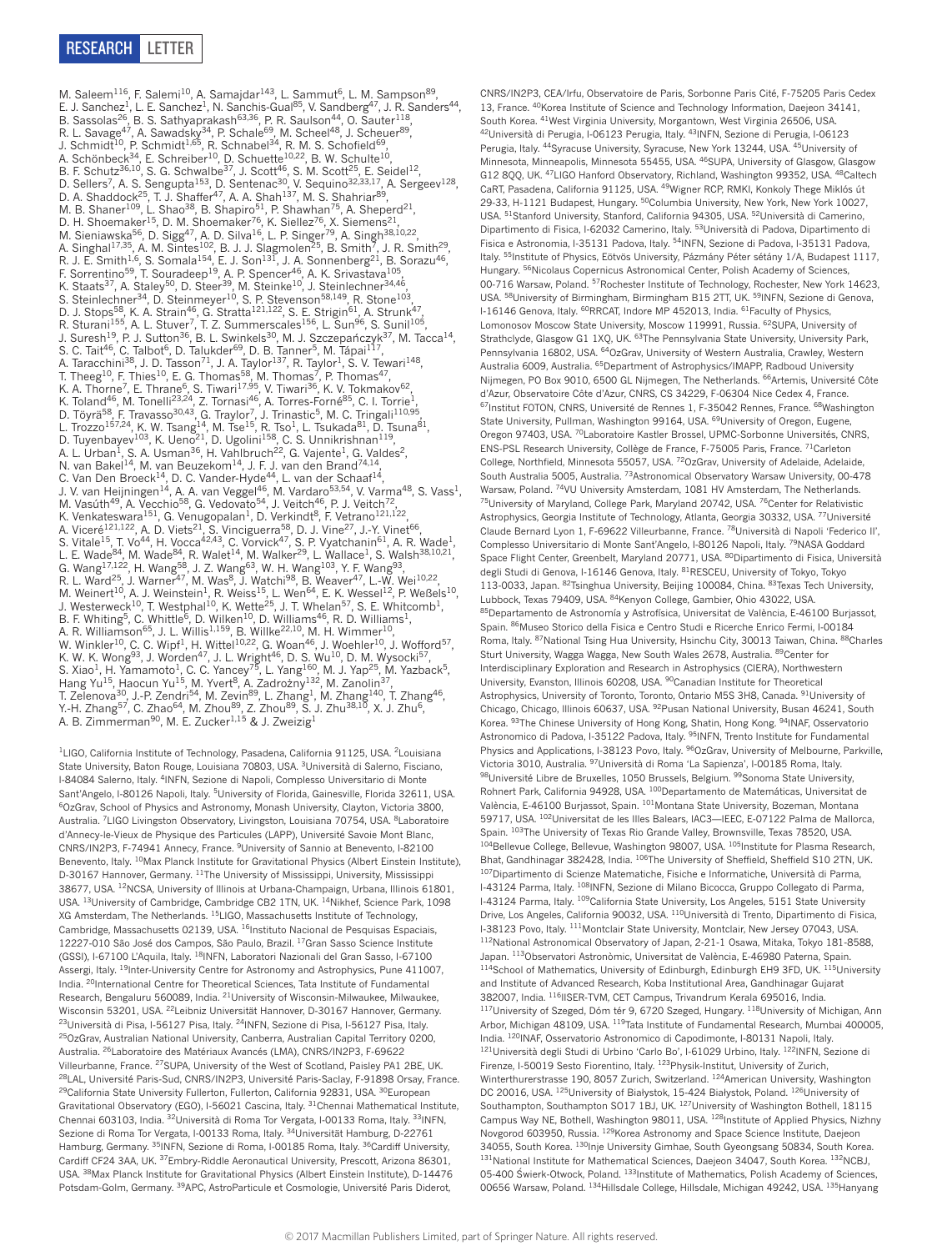M. Saleem[116], F. Salemi[10], A. Samajdar[143], L. Sammut[6], L. M. Sampson[89], E. J. Sanchez[1], L. E. Sanchez[1], N. Sanchis-Gual[85], V. Sandberg[47], J. R. Sanders[44], B. Sassolas[26], B. S. Sathyaprakash[63,36], P. R. Saulson[44], O. Sauter[118], R. L. Savage[47], A. Sawadsky[34], P. Schale[69], M. Scheel[48], J. Scheuer[89], J. Schmidt[10], P. Schmidt[1,65], R. Schnabel[34], R. M. S. Schofield[69], A. Schönbeck[34], E. Schreiber[10], D. Schuette[10,22], B. W. Schulte[10], B. F. Schutz[36,10], S. G. Schwalbe[37], J. Scott[46], S. M. Scott[25], E. Seidel[12], D. Sellers[7], A. S. Sengupta[153], D. Sentenac[30], V. Sequino[32,33,17], A. Sergeev[128], D. A. Shaddock[25], T. J. Shaffer[47], A. A. Shah[137], M. S. Shahriar[89], M. B. Shaner[109], L. Shao[38], B. Shapiro[51], P. Shawhan[75], A. Sheperd[21], D. H. Shoemaker[15], D. M. Shoemaker[76], K. Siellez[76], X. Siemens[21], M. Sieniawska[56], D. Sigg[47], A. D. Silva[16], L. P. Singer[79], A. Singh[38,10,22], A. Singhal[17,35], A. M. Sintes[102], B. J. J. Slagmolen[25], B. Smith[7], J. R. Smith[29], R. J. E. Smith[1,6], S. Somala[154], E. J. Son[131], J. A. Sonnenberg[21], B. Sorazu[46], F. Sorrentino[59], T. Souradeep[19], A. P. Spencer[46], A. K. Srivastava[105], K. Staats[37], A. Staley[50], D. Steer[39], M. Steinke[10], J. Steinlechner[34,46], S. Steinlechner[34], D. Steinmeyer[10], S. P. Stevenson[58,149], R. Stone[103], D. J. Stops[58], K. A. Strain[46], G. Stratta[121,122], S. E. Strigin[61], A. Strunk[47], R. Sturani[155], A. L. Stuver[7], T. Z. Summerscales[156], L. Sun[96], S. Sunil[105], J. Suresh[19], P. J. Sutton[36], B. L. Swinkels[30], M. J. Szczepańczyk[37], M. Tacca[14], S. C. Tait[46], C. Talbot[6], D. Talukder[69], D. B. Tanner[5], M. Tápai[117], A. Taracchini[38], J. D. Tasson[71], J. A. Taylor[137], R. Taylor[1], S. V. Tewari[148], T. Theeg[10], F. Thies[10], E. G. Thomas[58], M. Thomas[7], P. Thomas[47], K. A. Thorne[7], E. Thrane[6], S. Tiwari[17,95], V. Tiwari[36], K. V. Tokmakov[62], K. Toland[46], M. Tonelli[23,24], Z. Tornasi[46], A. Torres-Forné[85], C. I. Torrie[1], D. Töyrä[58], F. Travasso[30,43], G. Traylor[7], J. Trinastic[5], M. C. Tringali[110,95], L. Trozzo[157,24], K. W. Tsang[14], M. Tse[15], R. Tso[1], L. Tsukada[81], D. Tsuna[81], D. Tuyenbayev[103], K. Ueno[21], D. Ugolini[158], C. S. Unnikrishnan[119], A. L. Urban[1], S. A. Usman[36], H. Vahlbruch[22], G. Vajente[1], G. Valdes[2], N. van Bakel[14], M. van Beuzekom[14], J. F. J. van den Brand[74,14], C. Van Den Broeck[14], D. C. Vander-Hyde[44], L. van der Schaaf[14], J. V. van Heijningen[14], A. A. van Veggel[46], M. Vardaro[53,54], V. Varma[48], S. Vass[1], M. Vasúth[49], A. Vecchio[58], G. Vedovato[54], J. Veitch[46], P. J. Veitch[72], K. Venkateswara[151], G. Venugopalan[1], D. Verkindt[8], F. Vetrano[121,122], A. Viceré[121,122], A. D. Viets[21], S. Vinciguerra[58], D. J. Vine[27], J.-Y. Vinet[66], S. Vitale[15], T. Vo[44], H. Vocca[42,43], C. Vorvick[47], S. P. Vyatchanin[61], A. R. Wade[1], L. E. Wade[84], M. Wade[84], R. Walet[14], M. Walker[29], L. Wallace[1], S. Walsh[38,10,21], G. Wang[17,122], H. Wang[58], J. Z. Wang[63], W. H. Wang[103], Y. F. Wang[93], R. L. Ward[25], J. Warner[47], M. Was[8], J. Watchi[98], B. Weaver[47], L.-W. Wei[10,22], M. Weinert[10], A. J. Weinstein[1], R. Weiss[15], L. Wen[64], E. K. Wessel[12], P. Weßels[10], J. Westerweck[10], T. Westphal[10], K. Wette[25], J. T. Whelan[57], S. E. Whitcomb[1], B. F. Whiting[5], C. Whittle[6], D. Wilken[10], D. Williams[46], R. D. Williams[1], A. R. Williamson[65], J. L. Willis[1,159], B. Willke[22,10], M. H. Wimmer[10], W. Winkler[10], C. C. Wipf[1], H. Wittel[10,22], G. Woan[46], J. Woehler[10], J. Wofford[57], K. W. K. Wong[93], J. Worden[47], J. L. Wright[46], D. S. Wu[10], D. M. Wysocki[57], S. Xiao[1], H. Yamamoto[1], C. C. Yancey[75], L. Yang[160], M. J. Yap[25], M. Yazback[5], Hang Yu[15], Haocun Yu[15], M. Yvert[8], A. Zadrożny[132], M. Zanolin[37], T. Zelenova[30], J.-P. Zendri[54], M. Zevin[89], L. Zhang[1], M. Zhang[140], T. Zhang[46], Y.-H. Zhang[57], C. Zhao[64], M. Zhou[89], Z. Zhou[89], S. J. Zhu[38,10], X. J. Zhu[6], A. B. Zimmerman[90], M. E. Zucker[1,15] & J. Zweizig[1]

[1]LIGO, California Institute of Technology, Pasadena, California 91125, USA. [2]Louisiana State University, Baton Rouge, Louisiana 70803, USA. [3]Università di Salerno, Fisciano, I-84084 Salerno, Italy. [4]INFN, Sezione di Napoli, Complesso Universitario di Monte Sant'Angelo, I-80126 Napoli, Italy. [5]University of Florida, Gainesville, Florida 32611, USA. [6]OzGrav, School of Physics and Astronomy, Monash University, Clayton, Victoria 3800, Australia. [7]LIGO Livingston Observatory, Livingston, Louisiana 70754, USA. [8]Laboratoire d'Annecy-le-Vieux de Physique des Particules (LAPP), Université Savoie Mont Blanc, CNRS/IN2P3, F-74941 Annecy, France. [9]University of Sannio at Benevento, I-82100 Benevento, Italy. [10]Max Planck Institute for Gravitational Physics (Albert Einstein Institute), D-30167 Hannover, Germany. [11]The University of Mississippi, University, Mississippi 38677, USA. [12]NCSA, University of Illinois at Urbana-Champaign, Urbana, Illinois 61801, USA. [13]University of Cambridge, Cambridge CB2 1TN, UK. [14]Nikhef, Science Park, 1098 XG Amsterdam, The Netherlands. [15]LIGO, Massachusetts Institute of Technology, Cambridge, Massachusetts 02139, USA. [16]Instituto Nacional de Pesquisas Espaciais, 12227-010 São José dos Campos, São Paulo, Brazil. [17]Gran Sasso Science Institute (GSSI), I-67100 L'Aquila, Italy. [18]INFN, Laboratori Nazionali del Gran Sasso, I-67100 Assergi, Italy. [19]Inter-University Centre for Astronomy and Astrophysics, Pune 411007, India. [20]International Centre for Theoretical Sciences, Tata Institute of Fundamental Research, Bengaluru 560089, India. [21]University of Wisconsin-Milwaukee, Milwaukee, Wisconsin 53201, USA. [22]Leibniz Universität Hannover, D-30167 Hannover, Germany. [23]Università di Pisa, I-56127 Pisa, Italy. [24]INFN, Sezione di Pisa, I-56127 Pisa, Italy. [25]OzGrav, Australian National University, Canberra, Australian Capital Territory 0200, Australia. [26]Laboratoire des Matériaux Avancés (LMA), CNRS/IN2P3, F-69622 Villeurbanne, France. [27]SUPA, University of the West of Scotland, Paisley PA1 2BE, UK. [28]LAL, Université Paris-Sud, CNRS/IN2P3, Université Paris-Saclay, F-91898 Orsay, France. [29]California State University Fullerton, Fullerton, California 92831, USA. [30]European Gravitational Observatory (EGO), I-56021 Cascina, Italy. [31]Chennai Mathematical Institute, Chennai 603103, India. [32]Università di Roma Tor Vergata, I-00133 Roma, Italy. [33]INFN, Sezione di Roma Tor Vergata, I-00133 Roma, Italy. [34]Universität Hamburg, D-22761 Hamburg, Germany. [35]INFN, Sezione di Roma, I-00185 Roma, Italy. [36]Cardiff University, Cardiff CF24 3AA, UK. [37]Embry-Riddle Aeronautical University, Prescott, Arizona 86301, USA. [38]Max Planck Institute for Gravitational Physics (Albert Einstein Institute), D-14476 Potsdam-Golm, Germany. [39]APC, AstroParticule et Cosmologie, Université Paris Diderot, CNRS/IN2P3, CEA/Irfu, Observatoire de Paris, Sorbonne Paris Cité, F-75205 Paris Cedex 13, France. [40]Korea Institute of Science and Technology Information, Daejeon 34141, South Korea. [41]West Virginia University, Morgantown, West Virginia 26506, USA. [42]Università di Perugia, I-06123 Perugia, Italy. [43]INFN, Sezione di Perugia, I-06123 Perugia, Italy. [44]Syracuse University, Syracuse, New York 13244, USA. [45]University of Minnesota, Minneapolis, Minnesota 55455, USA. [46]SUPA, University of Glasgow, Glasgow G12 8QQ, UK. [47]LIGO Hanford Observatory, Richland, Washington 99352, USA. [48]Caltech CaRT, Pasadena, California 91125, USA. [49]Wigner RCP, RMKI, Konkoly Thege Miklós út 29-33, H-1121 Budapest, Hungary. [50]Columbia University, New York, New York 10027, USA. [51]Stanford University, Stanford, California 94305, USA. [52]Università di Camerino, Dipartimento di Fisica, I-62032 Camerino, Italy. [53]Università di Padova, Dipartimento di Fisica e Astronomia, I-35131 Padova, Italy. [54]INFN, Sezione di Padova, I-35131 Padova, Italy. [55]Institute of Physics, Eötvös University, Pázmány Péter sétány 1/A, Budapest 1117, Hungary. [56]Nicolaus Copernicus Astronomical Center, Polish Academy of Sciences, 00-716 Warsaw, Poland. [57]Rochester Institute of Technology, Rochester, New York 14623, USA. [58]University of Birmingham, Birmingham B15 2TT, UK. [59]INFN, Sezione di Genova, I-16146 Genova, Italy. [60]RRCAT, Indore MP 452013, India. [61]Faculty of Physics, Lomonosov Moscow State University, Moscow 119991, Russia. [62]SUPA, University of Strathclyde, Glasgow G1 1XQ, UK. [63]The Pennsylvania State University, University Park, Pennsylvania 16802, USA. [64]OzGrav, University of Western Australia, Crawley, Western Australia 6009, Australia. [65]Department of Astrophysics/IMAPP, Radboud University Nijmegen, PO Box 9010, 6500 GL Nijmegen, The Netherlands. [66]Artemis, Université Côte d'Azur, Observatoire Côte d'Azur, CNRS, CS 34229, F-06304 Nice Cedex 4, France. [67]Institut FOTON, CNRS, Université de Rennes 1, F-35042 Rennes, France. [68]Washington State University, Pullman, Washington 99164, USA. [69]University of Oregon, Eugene, Oregon 97403, USA. [70]Laboratoire Kastler Brossel, UPMC-Sorbonne Universités, CNRS, ENS-PSL Research University, Collège de France, F-75005 Paris, France. [71]Carleton College, Northfield, Minnesota 55057, USA. [72]OzGrav, University of Adelaide, Adelaide, South Australia 5005, Australia. [73]Astronomical Observatory Warsaw University, 00-478 Warsaw, Poland. [74]VU University Amsterdam, 1081 HV Amsterdam, The Netherlands. [75]University of Maryland, College Park, Maryland 20742, USA. [76]Center for Relativistic Astrophysics, Georgia Institute of Technology, Atlanta, Georgia 30332, USA. [77]Université Claude Bernard Lyon 1, F-69622 Villeurbanne, France. [78]Università di Napoli 'Federico II', Complesso Universitario di Monte Sant'Angelo, I-80126 Napoli, Italy. [79]NASA Goddard Space Flight Center, Greenbelt, Maryland 20771, USA. [80]Dipartimento di Fisica, Università degli Studi di Genova, I-16146 Genova, Italy. [81]RESCEU, University of Tokyo, Tokyo 113-0033, Japan. [82]Tsinghua University, Beijing 100084, China. [83]Texas Tech University, Lubbock, Texas 79409, USA. [84]Kenyon College, Gambier, Ohio 43022, USA. [85]Departamento de Astronomía y Astrofísica, Universitat de València, E-46100 Burjassot, Spain. [86]Museo Storico della Fisica e Centro Studi e Ricerche Enrico Fermi, I-00184 Roma, Italy. [87]National Tsing Hua University, Hsinchu City, 30013 Taiwan, China. [88]Charles Sturt University, Wagga Wagga, New South Wales 2678, Australia. [89]Center for Interdisciplinary Exploration and Research in Astrophysics (CIERA), Northwestern University, Evanston, Illinois 60208, USA. [90]Canadian Institute for Theoretical Astrophysics, University of Toronto, Toronto, Ontario M5S 3H8, Canada. [91]University of Chicago, Chicago, Illinois 60637, USA. [92]Pusan National University, Busan 46241, South Korea. [93]The Chinese University of Hong Kong, Shatin, Hong Kong. [94]INAF, Osservatorio Astronomico di Padova, I-35122 Padova, Italy. [95]INFN, Trento Institute for Fundamental Physics and Applications, I-38123 Povo, Italy. [96]OzGrav, University of Melbourne, Parkville, Victoria 3010, Australia. [97]Università di Roma 'La Sapienza', I-00185 Roma, Italy. [98]Université Libre de Bruxelles, 1050 Brussels, Belgium. [99]Sonoma State University, Rohnert Park, California 94928, USA. [100]Departamento de Matemáticas, Universitat de València, E-46100 Burjassot, Spain. [101]Montana State University, Bozeman, Montana 59717, USA. [102]Universitat de les Illes Balears, IAC3—IEEC, E-07122 Palma de Mallorca, Spain. [103]The University of Texas Rio Grande Valley, Brownsville, Texas 78520, USA. [104]Bellevue College, Bellevue, Washington 98007, USA. [105]Institute for Plasma Research, Bhat, Gandhinagar 382428, India. [106]The University of Sheffield, Sheffield S10 2TN, UK. [107]Dipartimento di Scienze Matematiche, Fisiche e Informatiche, Università di Parma, I-43124 Parma, Italy. [108]INFN, Sezione di Milano Bicocca, Gruppo Collegato di Parma, I-43124 Parma, Italy. [109]California State University, Los Angeles, 5151 State University Drive, Los Angeles, California 90032, USA. [110]Università di Trento, Dipartimento di Fisica, I-38123 Povo, Italy. [111]Montclair State University, Montclair, New Jersey 07043, USA. [112]National Astronomical Observatory of Japan, 2-21-1 Osawa, Mitaka, Tokyo 181-8588, Japan. [113]Observatori Astronòmic, Universitat de València, E-46980 Paterna, Spain. [114]School of Mathematics, University of Edinburgh, Edinburgh EH9 3FD, UK. [115]University and Institute of Advanced Research, Koba Institutional Area, Gandhinagar Gujarat 382007, India. [116]IISER-TVM, CET Campus, Trivandrum Kerala 695016, India. [117]University of Szeged, Dóm tér 9, 6720 Szeged, Hungary. [118]University of Michigan, Ann Arbor, Michigan 48109, USA. [119]Tata Institute of Fundamental Research, Mumbai 400005, India. [120]INAF, Osservatorio Astronomico di Capodimonte, I-80131 Napoli, Italy. [121]Università degli Studi di Urbino 'Carlo Bo', I-61029 Urbino, Italy. [122]INFN, Sezione di Firenze, I-50019 Sesto Fiorentino, Italy. [123]Physik-Institut, University of Zurich, Winterthurerstrasse 190, 8057 Zurich, Switzerland. [124]American University, Washington DC 20016, USA. [125]University of Białystok, 15-424 Białystok, Poland. [126]University of Southampton, Southampton SO17 1BJ, UK. [127]University of Washington Bothell, 18115 Campus Way NE, Bothell, Washington 98011, USA. [128]Institute of Applied Physics, Nizhny Novgorod 603950, Russia. [129]Korea Astronomy and Space Science Institute, Daejeon 34055, South Korea. [130]Inje University Gimhae, South Gyeongsang 50834, South Korea. [131]National Institute for Mathematical Sciences, Daejeon 34047, South Korea. [132]NCBJ, 05-400 Świerk-Otwock, Poland. [133]Institute of Mathematics, Polish Academy of Sciences, 00656 Warsaw, Poland. [134]Hillsdale College, Hillsdale, Michigan 49242, USA. [135]Hanyang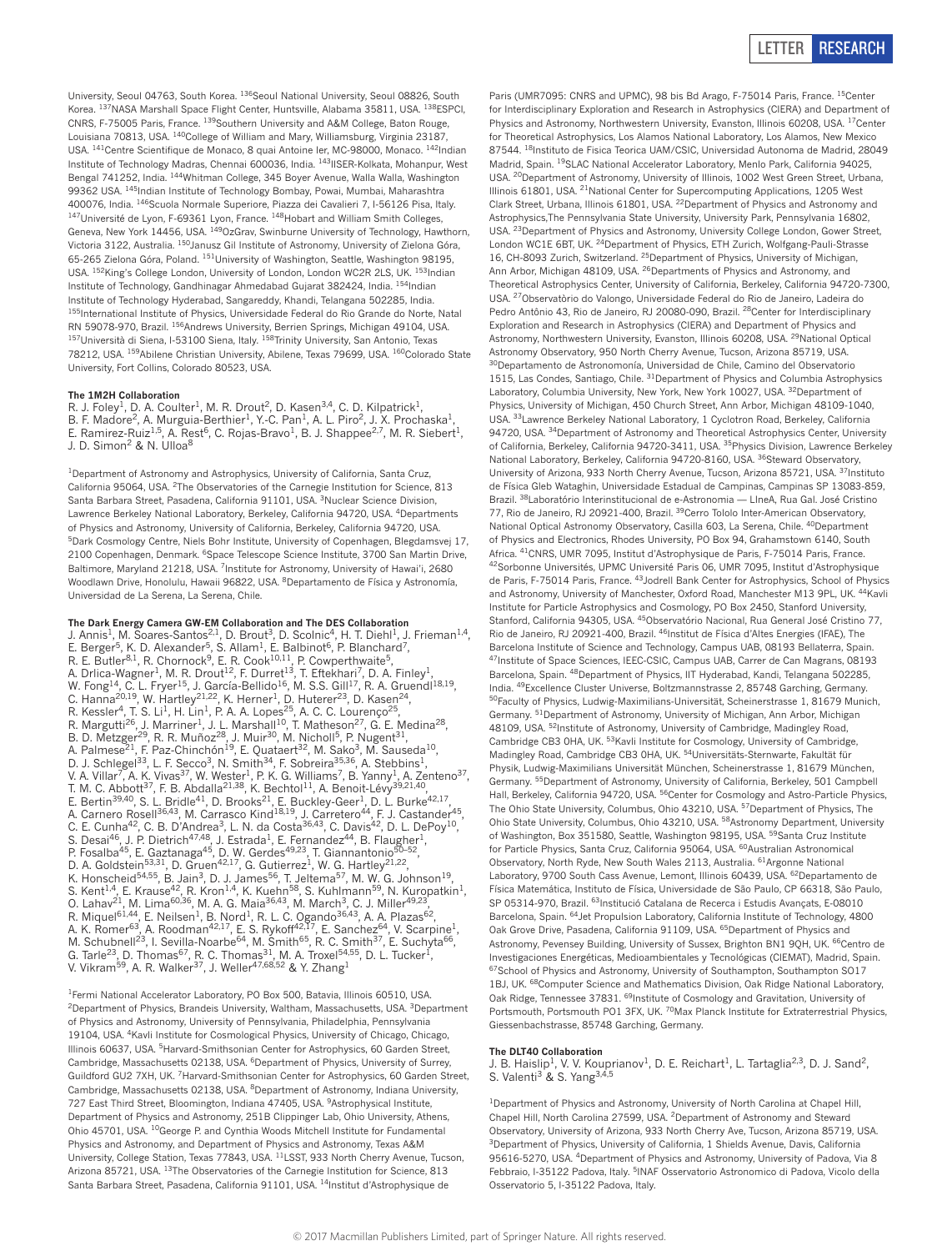University, Seoul 04763, South Korea. [136]Seoul National University, Seoul 08826, South Korea. [137]NASA Marshall Space Flight Center, Huntsville, Alabama 35811, USA. [138]ESPCI, CNRS, F-75005 Paris, France. [139]Southern University and A&M College, Baton Rouge, Louisiana 70813, USA. [140]College of William and Mary, Williamsburg, Virginia 23187, USA. [141]Centre Scientifique de Monaco, 8 quai Antoine Ier, MC-98000, Monaco. [142]Indian Institute of Technology Madras, Chennai 600036, India. [143]IISER-Kolkata, Mohanpur, West Bengal 741252, India. [144]Whitman College, 345 Boyer Avenue, Walla Walla, Washington 99362 USA. [145]Indian Institute of Technology Bombay, Powai, Mumbai, Maharashtra 400076, India. [146]Scuola Normale Superiore, Piazza dei Cavalieri 7, I-56126 Pisa, Italy. [147]Université de Lyon, F-69361 Lyon, France. [148]Hobart and William Smith Colleges, Geneva, New York 14456, USA. [149]OzGrav, Swinburne University of Technology, Hawthorn, Victoria 3122, Australia. [150]Janusz Gil Institute of Astronomy, University of Zielona Góra, 65-265 Zielona Góra, Poland. [151]University of Washington, Seattle, Washington 98195, USA. [152]King's College London, University of London, London WC2R 2LS, UK. [153]Indian Institute of Technology, Gandhinagar Ahmedabad Gujarat 382424, India. [154]Indian Institute of Technology Hyderabad, Sangareddy, Khandi, Telangana 502285, India. [155]International Institute of Physics, Universidade Federal do Rio Grande do Norte, Natal RN 59078-970, Brazil. [156]Andrews University, Berrien Springs, Michigan 49104, USA. [157]Università di Siena, I-53100 Siena, Italy. [158]Trinity University, San Antonio, Texas 78212, USA. [159]Abilene Christian University, Abilene, Texas 79699, USA. [160]Colorado State University, Fort Collins, Colorado 80523, USA.

**The 1M2H Collaboration**

R. J. Foley[1], D. A. Coulter[1], M. R. Drout[2], D. Kasen[3,4], C. D. Kilpatrick[1], B. F. Madore[2], A. Murguia-Berthier[1], Y.-C. Pan[1], A. L. Piro[2], J. X. Prochaska[1], E. Ramirez-Ruiz[1,5], A. Rest[6], C. Rojas-Bravo[1], B. J. Shappee[2,7], M. R. Siebert[1], J. D. Simon[2] & N. Ulloa[8]

[1]Department of Astronomy and Astrophysics, University of California, Santa Cruz, California 95064, USA. [2]The Observatories of the Carnegie Institution for Science, 813 Santa Barbara Street, Pasadena, California 91101, USA. [3]Nuclear Science Division, Lawrence Berkeley National Laboratory, Berkeley, California 94720, USA. [4]Departments of Physics and Astronomy, University of California, Berkeley, California 94720, USA. [5]Dark Cosmology Centre, Niels Bohr Institute, University of Copenhagen, Blegdamsvej 17, 2100 Copenhagen, Denmark. [6]Space Telescope Science Institute, 3700 San Martin Drive, Baltimore, Maryland 21218, USA. [7]Institute for Astronomy, University of Hawai'i, 2680 Woodlawn Drive, Honolulu, Hawaii 96822, USA. [8]Departamento de Física y Astronomía, Universidad de La Serena, La Serena, Chile.

**The Dark Energy Camera GW-EM Collaboration and The DES Collaboration**

J. Annis[1], M. Soares-Santos[2,1], D. Brout[3], D. Scolnic[4], H. T. Diehl[1], J. Frieman[1,4], E. Berger[5], K. D. Alexander[5], S. Allam[1], E. Balbinot[6], P. Blanchard[7], R. E. Butler[8,1], R. Chornock[9], E. R. Cook[10,11], P. Cowperthwaite[5], A. Drlica-Wagner[1], M. R. Drout[12], F. Durret[13], T. Eftekhari[7], D. A. Finley[1], W. Fong[14], C. L. Fryer[15], J. García-Bellido[16], M. S. S. Gill[17], R. A. Gruendl[18,19], C. Hanna[20,19], W. Hartley[21,22], K. Herner[1], D. Huterer[23], D. Kasen[24], R. Kessler[4], T. S. Li[1], H. Lin[1], P. A. A. Lopes[25], A. C. C. Lourenço[25], R. Margutti[26], J. Marriner[1], J. L. Marshall[10], T. Matheson[27], G. E. Medina[28], B. D. Metzger[29], R. R. Muñoz[28], J. Muir[30], M. Nicholl[5], P. Nugent[31], A. Palmese[21], F. Paz-Chinchón[19], E. Quataert[32], M. Sako[3], M. Sauseda[10], D. J. Schlegel[33], L. F. Secco[3], N. Smith[34], F. Sobreira[35,36], A. Stebbins[1], V. A. Villar[7], A. K. Vivas[37], W. Wester[1], P. K. G. Williams[7], B. Yanny[1], A. Zenteno[37], T. M. C. Abbott[37], F. B. Abdalla[21,38], K. Bechtol[11], A. Benoit-Lévy[39,21,40], E. Bertin[39,40], S. L. Bridle[41], D. Brooks[21], E. Buckley-Geer[1], D. L. Burke[42,17], A. Carnero Rosell[36,43], M. Carrasco Kind[18,19], J. Carretero[44], F. J. Castander[45], C. E. Cunha[42], C. B. D'Andrea[3], L. N. da Costa[36,43], C. Davis[42], D. L. DePoy[10], S. Desai[46], J. P. Dietrich[47,48], J. Estrada[1], E. Fernandez[44], B. Flaugher[1], P. Fosalba[45], E. Gaztanaga[45], D. W. Gerdes[49,23], T. Giannantonio[50–52], D. A. Goldstein[53,31], D. Gruen[42,17], G. Gutierrez[1], W. G. Hartley[21,22], K. Honscheid[54,55], B. Jain[3], D. J. James[56], T. Jeltema[57], M. W. G. Johnson[19], S. Kent[1,4], E. Krause[42], R. Kron[1,4], K. Kuehn[58], S. Kuhlmann[59], N. Kuropatkin[1], O. Lahav[21], M. Lima[60,36], M. A. G. Maia[36,43], M. March[3], C. J. Miller[49,23], R. Miquel[61,44], E. Neilsen[1], B. Nord[1], R. L. C. Ogando[36,43], A. A. Plazas[62], A. K. Romer[63], A. Roodman[42,17], E. S. Rykoff[42,17], E. Sanchez[64], V. Scarpine[1], M. Schubnell[23], I. Sevilla-Noarbe[64], M. Smith[65], R. C. Smith[37], E. Suchyta[66], G. Tarle[23], D. Thomas[67], R. C. Thomas[31], M. A. Troxel[54,55], D. L. Tucker[1], V. Vikram[59], A. R. Walker[37], J. Weller[47,68,52] & Y. Zhang[1]

[1]Fermi National Accelerator Laboratory, PO Box 500, Batavia, Illinois 60510, USA. [2]Department of Physics, Brandeis University, Waltham, Massachusetts, USA. [3]Department of Physics and Astronomy, University of Pennsylvania, Philadelphia, Pennsylvania 19104, USA. [4]Kavli Institute for Cosmological Physics, University of Chicago, Chicago, Illinois 60637, USA. [5]Harvard-Smithsonian Center for Astrophysics, 60 Garden Street, Cambridge, Massachusetts 02138, USA. [6]Department of Physics, University of Surrey, Guildford GU2 7XH, UK. [7]Harvard-Smithsonian Center for Astrophysics, 60 Garden Street, Cambridge, Massachusetts 02138, USA. [8]Department of Astronomy, Indiana University, 727 East Third Street, Bloomington, Indiana 47405, USA. [9]Astrophysical Institute, Department of Physics and Astronomy, 251B Clippinger Lab, Ohio University, Athens, Ohio 45701, USA. [10]George P. and Cynthia Woods Mitchell Institute for Fundamental Physics and Astronomy, and Department of Physics and Astronomy, Texas A&M University, College Station, Texas 77843, USA. [11]LSST, 933 North Cherry Avenue, Tucson, Arizona 85721, USA. [13]The Observatories of the Carnegie Institution for Science, 813 Santa Barbara Street, Pasadena, California 91101, USA. [14]Institut d'Astrophysique de Paris (UMR7095: CNRS and UPMC), 98 bis Bd Arago, F-75014 Paris, France. [15]Center for Interdisciplinary Exploration and Research in Astrophysics (CIERA) and Department of Physics and Astronomy, Northwestern University, Evanston, Illinois 60208, USA. [17]Center for Theoretical Astrophysics, Los Alamos National Laboratory, Los Alamos, New Mexico 87544. [18]Instituto de Fisica Teorica UAM/CSIC, Universidad Autonoma de Madrid, 28049 Madrid, Spain. [19]SLAC National Accelerator Laboratory, Menlo Park, California 94025, USA. [20]Department of Astronomy, University of Illinois, 1002 West Green Street, Urbana, Illinois 61801, USA. [21]National Center for Supercomputing Applications, 1205 West Clark Street, Urbana, Illinois 61801, USA. [22]Department of Physics and Astronomy and Astrophysics,The Pennsylvania State University, University Park, Pennsylvania 16802, USA. [23]Department of Physics and Astronomy, University College London, Gower Street, London WC1E 6BT, UK. [24]Department of Physics, ETH Zurich, Wolfgang-Pauli-Strasse 16, CH-8093 Zurich, Switzerland. [25]Department of Physics, University of Michigan, Ann Arbor, Michigan 48109, USA. [26]Departments of Physics and Astronomy, and Theoretical Astrophysics Center, University of California, Berkeley, California 94720-7300, USA. [27]Observatòrio do Valongo, Universidade Federal do Rio de Janeiro, Ladeira do Pedro Antônio 43, Rio de Janeiro, RJ 20080-090, Brazil. [28]Center for Interdisciplinary Exploration and Research in Astrophysics (CIERA) and Department of Physics and Astronomy, Northwestern University, Evanston, Illinois 60208, USA. [29]National Optical Astronomy Observatory, 950 North Cherry Avenue, Tucson, Arizona 85719, USA. [30]Departamento de Astronomonía, Universidad de Chile, Camino del Observatorio 1515, Las Condes, Santiago, Chile. [31]Department of Physics and Columbia Astrophysics Laboratory, Columbia University, New York, New York 10027, USA. [32]Department of Physics, University of Michigan, 450 Church Street, Ann Arbor, Michigan 48109-1040, USA. [33]Lawrence Berkeley National Laboratory, 1 Cyclotron Road, Berkeley, California 94720, USA. [34]Department of Astronomy and Theoretical Astrophysics Center, University of California, Berkeley, California 94720-3411, USA. [35]Physics Division, Lawrence Berkeley National Laboratory, Berkeley, California 94720-8160, USA. [36]Steward Observatory, University of Arizona, 933 North Cherry Avenue, Tucson, Arizona 85721, USA. [37]Instituto de Física Gleb Wataghin, Universidade Estadual de Campinas, Campinas SP 13083-859, Brazil. [38]Laboratório Interinstitucional de e-Astronomia — LIneA, Rua Gal. José Cristino 77, Rio de Janeiro, RJ 20921-400, Brazil. [39]Cerro Tololo Inter-American Observatory, National Optical Astronomy Observatory, Casilla 603, La Serena, Chile. [40]Department of Physics and Electronics, Rhodes University, PO Box 94, Grahamstown 6140, South Africa. [41]CNRS, UMR 7095, Institut d'Astrophysique de Paris, F-75014 Paris, France. [42]Sorbonne Universités, UPMC Université Paris 06, UMR 7095, Institut d'Astrophysique de Paris, F-75014 Paris, France. [43]Jodrell Bank Center for Astrophysics, School of Physics and Astronomy, University of Manchester, Oxford Road, Manchester M13 9PL, UK. [44]Kavli Institute for Particle Astrophysics and Cosmology, PO Box 2450, Stanford University, Stanford, California 94305, USA. [45]Observatório Nacional, Rua General José Cristino 77, Rio de Janeiro, RJ 20921-400, Brazil. [46]Institut de Física d'Altes Energies (IFAE), The Barcelona Institute of Science and Technology, Campus UAB, 08193 Bellaterra, Spain. [47]Institute of Space Sciences, IEEC-CSIC, Campus UAB, Carrer de Can Magrans, 08193 Barcelona, Spain. [48]Department of Physics, IIT Hyderabad, Kandi, Telangana 502285, India. [49]Excellence Cluster Universe, Boltzmannstrasse 2, 85748 Garching, Germany. [50]Faculty of Physics, Ludwig-Maximilians-Universität, Scheinerstrasse 1, 81679 Munich, Germany. [51]Department of Astronomy, University of Michigan, Ann Arbor, Michigan 48109, USA. [52]Institute of Astronomy, University of Cambridge, Madingley Road, Cambridge CB3 0HA, UK. [53]Kavli Institute for Cosmology, University of Cambridge, Madingley Road, Cambridge CB3 0HA, UK. [54]Universitäts-Sternwarte, Fakultät für Physik, Ludwig-Maximilians Universität München, Scheinerstrasse 1, 81679 München, Germany. [55]Department of Astronomy, University of California, Berkeley, 501 Campbell Hall, Berkeley, California 94720, USA. [56]Center for Cosmology and Astro-Particle Physics, The Ohio State University, Columbus, Ohio 43210, USA. [57]Department of Physics, The Ohio State University, Columbus, Ohio 43210, USA. [58]Astronomy Department, University of Washington, Box 351580, Seattle, Washington 98195, USA. [59]Santa Cruz Institute for Particle Physics, Santa Cruz, California 95064, USA. [60]Australian Astronomical Observatory, North Ryde, New South Wales 2113, Australia. [61]Argonne National Laboratory, 9700 South Cass Avenue, Lemont, Illinois 60439, USA. [62]Departamento de Física Matemática, Instituto de Física, Universidade de São Paulo, CP 66318, São Paulo, SP 05314-970, Brazil. [63]Institució Catalana de Recerca i Estudis Avançats, E-08010 Barcelona, Spain. [64]Jet Propulsion Laboratory, California Institute of Technology, 4800 Oak Grove Drive, Pasadena, California 91109, USA. [65]Department of Physics and Astronomy, Pevensey Building, University of Sussex, Brighton BN1 9QH, UK. [66]Centro de Investigaciones Energéticas, Medioambientales y Tecnológicas (CIEMAT), Madrid, Spain. [67]School of Physics and Astronomy, University of Southampton, Southampton SO17 1BJ, UK. [68]Computer Science and Mathematics Division, Oak Ridge National Laboratory, Oak Ridge, Tennessee 37831. [69]Institute of Cosmology and Gravitation, University of Portsmouth, Portsmouth PO1 3FX, UK. [70]Max Planck Institute for Extraterrestrial Physics, Giessenbachstrasse, 85748 Garching, Germany.

**The DLT40 Collaboration**

J. B. Haislip[1], V. V. Kouprianov[1], D. E. Reichart[1], L. Tartaglia[2,3], D. J. Sand[2], S. Valenti[3] & S. Yang[3,4,5]

[1]Department of Physics and Astronomy, University of North Carolina at Chapel Hill, Chapel Hill, North Carolina 27599, USA. [2]Department of Astronomy and Steward Observatory, University of Arizona, 933 North Cherry Ave, Tucson, Arizona 85719, USA. [3]Department of Physics, University of California, 1 Shields Avenue, Davis, California 95616-5270, USA. [4]Department of Physics and Astronomy, University of Padova, Via 8 Febbraio, I-35122 Padova, Italy. [5]INAF Osservatorio Astronomico di Padova, Vicolo della Osservatorio 5, I-35122 Padova, Italy.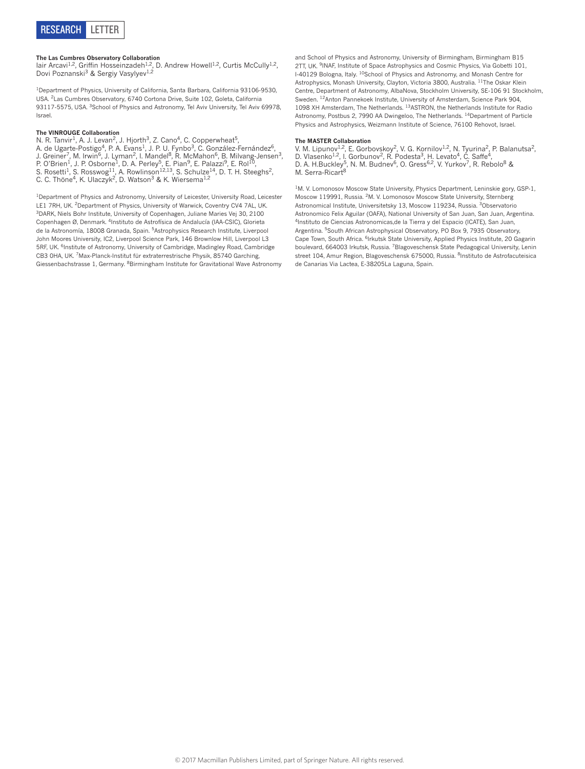**The Las Cumbres Observatory Collaboration**
Iair Arcavi[1,2], Griffin Hosseinzadeh[1,2], D. Andrew Howell[1,2], Curtis McCully[1,2], Dovi Poznanski[3] & Sergiy Vasylyev[1,2]

[1]Department of Physics, University of California, Santa Barbara, California 93106-9530, USA. [2]Las Cumbres Observatory, 6740 Cortona Drive, Suite 102, Goleta, California 93117-5575, USA. [3]School of Physics and Astronomy, Tel Aviv University, Tel Aviv 69978, Israel.

**The VINROUGE Collaboration**
N. R. Tanvir[1], A. J. Levan[2], J. Hjorth[3], Z. Cano[4], C. Copperwheat[5], A. de Ugarte-Postigo[4], P. A. Evans[1], J. P. U. Fynbo[3], C. González-Fernández[6], J. Greiner[7], M. Irwin[6], J. Lyman[2], I. Mandel[8], R. McMahon[6], B. Milvang-Jensen[3], P. O'Brien[1], J. P. Osborne[1], D. A. Perley[5], E. Pian[9], E. Palazzi[9], E. Rol[10], S. Rosetti[1], S. Rosswog[11], A. Rowlinson[12,13], S. Schulze[14], D. T. H. Steeghs[2], C. C. Thöne[4], K. Ulaczyk[2], D. Watson[3] & K. Wiersema[1,2]

[1]Department of Physics and Astronomy, University of Leicester, University Road, Leicester LE1 7RH, UK. [2]Department of Physics, University of Warwick, Coventry CV4 7AL, UK. [3]DARK, Niels Bohr Institute, University of Copenhagen, Juliane Maries Vej 30, 2100 Copenhagen Ø, Denmark. [4]Instituto de Astrofísica de Andalucía (IAA-CSIC), Glorieta de la Astronomía, 18008 Granada, Spain. [5]Astrophysics Research Institute, Liverpool John Moores University, IC2, Liverpool Science Park, 146 Brownlow Hill, Liverpool L3 5RF, UK. [6]Institute of Astronomy, University of Cambridge, Madingley Road, Cambridge CB3 0HA, UK. [7]Max-Planck-Institut für extraterrestrische Physik, 85740 Garching, Giessenbachstrasse 1, Germany. [8]Birmingham Institute for Gravitational Wave Astronomy and School of Physics and Astronomy, University of Birmingham, Birmingham B15 2TT, UK. [9]INAF, Institute of Space Astrophysics and Cosmic Physics, Via Gobetti 101, I-40129 Bologna, Italy. [10]School of Physics and Astronomy, and Monash Centre for Astrophysics, Monash University, Clayton, Victoria 3800, Australia. [11]The Oskar Klein Centre, Department of Astronomy, AlbaNova, Stockholm University, SE-106 91 Stockholm, Sweden. [12]Anton Pannekoek Institute, University of Amsterdam, Science Park 904, 1098 XH Amsterdam, The Netherlands. [13]ASTRON, the Netherlands Institute for Radio Astronomy, Postbus 2, 7990 AA Dwingeloo, The Netherlands. [14]Department of Particle Physics and Astrophysics, Weizmann Institute of Science, 76100 Rehovot, Israel.

**The MASTER Collaboration**
V. M. Lipunov[1,2], E. Gorbovskoy[2], V. G. Kornilov[1,2], N. Tyurina[2], P. Balanutsa[2], D. Vlasenko[1,2], I. Gorbunov[2], R. Podesta[3], H. Levato[4], C. Saffe[4], D. A. H.Buckley[5], N. M. Budnev[6], O. Gress[6,2], V. Yurkov[7], R. Rebolo[8] & M. Serra-Ricart[8]

[1]M. V. Lomonosov Moscow State University, Physics Department, Leninskie gory, GSP-1, Moscow 119991, Russia. [2]M. V. Lomonosov Moscow State University, Sternberg Astronomical Institute, Universitetsky 13, Moscow 119234, Russia. [3]Observatorio Astronomico Felix Aguilar (OAFA), National University of San Juan, San Juan, Argentina. [4]Instituto de Ciencias Astronomicas,de la Tierra y del Espacio (ICATE), San Juan, Argentina. [5]South African Astrophysical Observatory, PO Box 9, 7935 Observatory, Cape Town, South Africa. [6]Irkutsk State University, Applied Physics Institute, 20 Gagarin boulevard, 664003 Irkutsk, Russia. [7]Blagoveschensk State Pedagogical University, Lenin street 104, Amur Region, Blagoveschensk 675000, Russia. [8]Instituto de Astrofacuteisica de Canarias Via Lactea, E-38205La Laguna, Spain.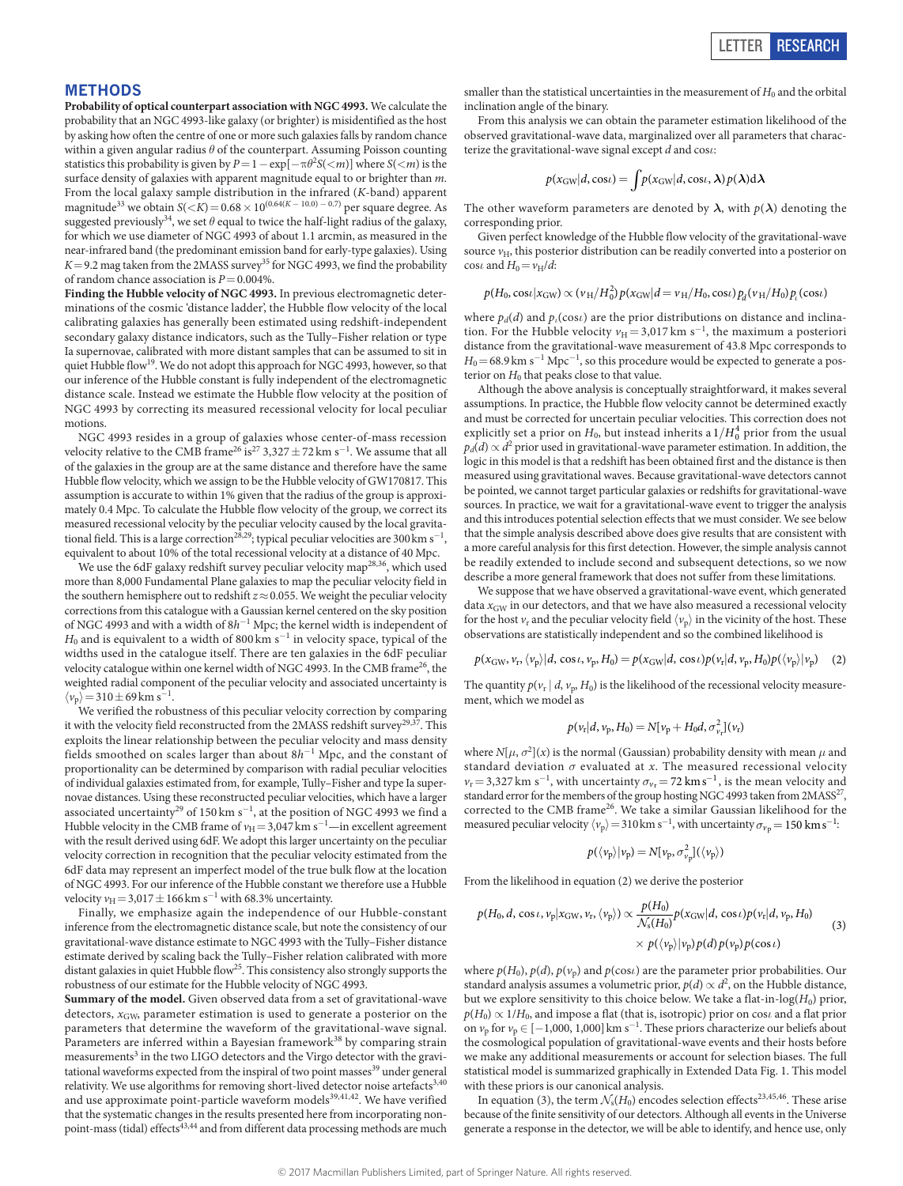## METHODS

**Probability of optical counterpart association with NGC 4993.** We calculate the probability that an NGC 4993-like galaxy (or brighter) is misidentified as the host by asking how often the centre of one or more such galaxies falls by random chance within a given angular radius $\theta$ of the counterpart. Assuming Poisson counting statistics this probability is given by $P = 1 - \exp[-\pi\theta^2 S(<m)]$ where $S(<m)$ is the surface density of galaxies with apparent magnitude equal to or brighter than $m$. From the local galaxy sample distribution in the infrared ($K$-band) apparent magnitude[33] we obtain $S(<K) = 0.68 \times 10^{(0.64(K-10.0)-0.7)}$ per square degree. As suggested previously[34], we set $\theta$ equal to twice the half-light radius of the galaxy, for which we use diameter of NGC 4993 of about 1.1 arcmin, as measured in the near-infrared band (the predominant emission band for early-type galaxies). Using $K = 9.2$ mag taken from the 2MASS survey[35] for NGC 4993, we find the probability of random chance association is $P = 0.004\%$.

**Finding the Hubble velocity of NGC 4993.** In previous electromagnetic determinations of the cosmic 'distance ladder', the Hubble flow velocity of the local calibrating galaxies has generally been estimated using redshift-independent secondary galaxy distance indicators, such as the Tully–Fisher relation or type Ia supernovae, calibrated with more distant samples that can be assumed to sit in quiet Hubble flow[19]. We do not adopt this approach for NGC 4993, however, so that our inference of the Hubble constant is fully independent of the electromagnetic distance scale. Instead we estimate the Hubble flow velocity at the position of NGC 4993 by correcting its measured recessional velocity for local peculiar motions.

NGC 4993 resides in a group of galaxies whose center-of-mass recession velocity relative to the CMB frame[26] is[27] $3{,}327 \pm 72\,\mathrm{km\,s^{-1}}$. We assume that all of the galaxies in the group are at the same distance and therefore have the same Hubble flow velocity, which we assign to be the Hubble velocity of GW170817. This assumption is accurate to within 1% given that the radius of the group is approximately 0.4 Mpc. To calculate the Hubble flow velocity of the group, we correct its measured recessional velocity by the peculiar velocity caused by the local gravitational field. This is a large correction[28,29]; typical peculiar velocities are $300\,\mathrm{km\,s^{-1}}$, equivalent to about 10% of the total recessional velocity at a distance of 40 Mpc.

We use the 6dF galaxy redshift survey peculiar velocity map[28,36], which used more than 8,000 Fundamental Plane galaxies to map the peculiar velocity field in the southern hemisphere out to redshift $z \approx 0.055$. We weight the peculiar velocity corrections from this catalogue with a Gaussian kernel centered on the sky position of NGC 4993 and with a width of $8h^{-1}$ Mpc; the kernel width is independent of $H_0$ and is equivalent to a width of $800\,\mathrm{km\,s^{-1}}$ in velocity space, typical of the widths used in the catalogue itself. There are ten galaxies in the 6dF peculiar velocity catalogue within one kernel width of NGC 4993. In the CMB frame[26], the weighted radial component of the peculiar velocity and associated uncertainty is $\langle v_\mathrm{p} \rangle = 310 \pm 69\,\mathrm{km\,s^{-1}}$.

We verified the robustness of this peculiar velocity correction by comparing it with the velocity field reconstructed from the 2MASS redshift survey[29,37]. This exploits the linear relationship between the peculiar velocity and mass density fields smoothed on scales larger than about $8h^{-1}$ Mpc, and the constant of proportionality can be determined by comparison with radial peculiar velocities of individual galaxies estimated from, for example, Tully–Fisher and type Ia supernovae distances. Using these reconstructed peculiar velocities, which have a larger associated uncertainty[29] of $150\,\mathrm{km\,s^{-1}}$, at the position of NGC 4993 we find a Hubble velocity in the CMB frame of $v_\mathrm{H} = 3{,}047\,\mathrm{km\,s^{-1}}$—in excellent agreement with the result derived using 6dF. We adopt this larger uncertainty on the peculiar velocity correction in recognition that the peculiar velocity estimated from the 6dF data may represent an imperfect model of the true bulk flow at the location of NGC 4993. For our inference of the Hubble constant we therefore use a Hubble velocity $v_\mathrm{H} = 3{,}017 \pm 166\,\mathrm{km\,s^{-1}}$ with 68.3% uncertainty.

Finally, we emphasize again the independence of our Hubble-constant inference from the electromagnetic distance scale, but note the consistency of our gravitational-wave distance estimate to NGC 4993 with the Tully–Fisher distance estimate derived by scaling back the Tully–Fisher relation calibrated with more distant galaxies in quiet Hubble flow[25]. This consistency also strongly supports the robustness of our estimate for the Hubble velocity of NGC 4993.

**Summary of the model.** Given observed data from a set of gravitational-wave detectors, $x_\mathrm{GW}$, parameter estimation is used to generate a posterior on the parameters that determine the waveform of the gravitational-wave signal. Parameters are inferred within a Bayesian framework[38] by comparing strain measurements[3] in the two LIGO detectors and the Virgo detector with the gravitational waveforms expected from the inspiral of two point masses[39] under general relativity. We use algorithms for removing short-lived detector noise artefacts[3,40] and use approximate point-particle waveform models[39,41,42]. We have verified that the systematic changes in the results presented here from incorporating non-point-mass (tidal) effects[43,44] and from different data processing methods are much smaller than the statistical uncertainties in the measurement of $H_0$ and the orbital inclination angle of the binary.

From this analysis we can obtain the parameter estimation likelihood of the observed gravitational-wave data, marginalized over all parameters that characterize the gravitational-wave signal except $d$ and $\cos\iota$:

$$p(x_\mathrm{GW}|d, \cos\iota) = \int p(x_\mathrm{GW}|d, \cos\iota, \boldsymbol{\lambda})\, p(\boldsymbol{\lambda})\,\mathrm{d}\boldsymbol{\lambda}$$

The other waveform parameters are denoted by $\boldsymbol{\lambda}$, with $p(\boldsymbol{\lambda})$ denoting the corresponding prior.

Given perfect knowledge of the Hubble flow velocity of the gravitational-wave source $v_\mathrm{H}$, this posterior distribution can be readily converted into a posterior on $\cos\iota$ and $H_0 = v_\mathrm{H}/d$:

$$p(H_0, \cos\iota|x_\mathrm{GW}) \propto (v_\mathrm{H}/H_0^2)\, p(x_\mathrm{GW}|d = v_\mathrm{H}/H_0, \cos\iota)\, p_d(v_\mathrm{H}/H_0)\, p_\iota(\cos\iota)$$

where $p_d(d)$ and $p_\iota(\cos\iota)$ are the prior distributions on distance and inclination. For the Hubble velocity $v_\mathrm{H} = 3{,}017\,\mathrm{km\,s^{-1}}$, the maximum a posteriori distance from the gravitational-wave measurement of 43.8 Mpc corresponds to $H_0 = 68.9\,\mathrm{km\,s^{-1}\,Mpc^{-1}}$, so this procedure would be expected to generate a posterior on $H_0$ that peaks close to that value.

Although the above analysis is conceptually straightforward, it makes several assumptions. In practice, the Hubble flow velocity cannot be determined exactly and must be corrected for uncertain peculiar velocities. This correction does not explicitly set a prior on $H_0$, but instead inherits a $1/H_0^4$ prior from the usual $p_d(d) \propto d^2$ prior used in gravitational-wave parameter estimation. In addition, the logic in this model is that a redshift has been obtained first and the distance is then measured using gravitational waves. Because gravitational-wave detectors cannot be pointed, we cannot target particular galaxies or redshifts for gravitational-wave sources. In practice, we wait for a gravitational-wave event to trigger the analysis and this introduces potential selection effects that we must consider. We see below that the simple analysis described above does give results that are consistent with a more careful analysis for this first detection. However, the simple analysis cannot be readily extended to include second and subsequent detections, so we now describe a more general framework that does not suffer from these limitations.

We suppose that we have observed a gravitational-wave event, which generated data $x_\mathrm{GW}$ in our detectors, and that we have also measured a recessional velocity for the host $v_\mathrm{r}$ and the peculiar velocity field $\langle v_\mathrm{p} \rangle$ in the vicinity of the host. These observations are statistically independent and so the combined likelihood is

$$p(x_\mathrm{GW}, v_\mathrm{r}, \langle v_\mathrm{p} \rangle | d, \cos\iota, v_\mathrm{p}, H_0) = p(x_\mathrm{GW}|d, \cos\iota)\, p(v_\mathrm{r}|d, v_\mathrm{p}, H_0)\, p(\langle v_\mathrm{p} \rangle | v_\mathrm{p}) \quad (2)$$

The quantity $p(v_\mathrm{r} \mid d, v_\mathrm{p}, H_0)$ is the likelihood of the recessional velocity measurement, which we model as

$$p(v_\mathrm{r}|d, v_\mathrm{p}, H_0) = N[v_\mathrm{p} + H_0 d, \sigma_{v_\mathrm{r}}^2](v_\mathrm{r})$$

where $N[\mu, \sigma^2](x)$ is the normal (Gaussian) probability density with mean $\mu$ and standard deviation $\sigma$ evaluated at $x$. The measured recessional velocity $v_\mathrm{r} = 3{,}327\,\mathrm{km\,s^{-1}}$, with uncertainty $\sigma_{v_\mathrm{r}} = 72\,\mathrm{km\,s^{-1}}$, is the mean velocity and standard error for the members of the group hosting NGC 4993 taken from 2MASS[27], corrected to the CMB frame[26]. We take a similar Gaussian likelihood for the measured peculiar velocity $\langle v_\mathrm{p} \rangle = 310\,\mathrm{km\,s^{-1}}$, with uncertainty $\sigma_{v_\mathrm{p}} = 150\,\mathrm{km\,s^{-1}}$:

$$p(\langle v_\mathrm{p} \rangle | v_\mathrm{p}) = N[v_\mathrm{p}, \sigma_{v_\mathrm{p}}^2](\langle v_\mathrm{p} \rangle)$$

From the likelihood in equation (2) we derive the posterior

$$p(H_0, d, \cos\iota, v_\mathrm{p}|x_\mathrm{GW}, v_\mathrm{r}, \langle v_\mathrm{p} \rangle) \propto \frac{p(H_0)}{\mathcal{N}_\mathrm{s}(H_0)} p(x_\mathrm{GW}|d, \cos\iota)\, p(v_\mathrm{r}|d, v_\mathrm{p}, H_0) \times p(\langle v_\mathrm{p} \rangle | v_\mathrm{p})\, p(d)\, p(v_\mathrm{p})\, p(\cos\iota) \quad (3)$$

where $p(H_0)$, $p(d)$, $p(v_\mathrm{p})$ and $p(\cos\iota)$ are the parameter prior probabilities. Our standard analysis assumes a volumetric prior, $p(d) \propto d^2$, on the Hubble distance, but we explore sensitivity to this choice below. We take a flat-in-log($H_0$) prior, $p(H_0) \propto 1/H_0$, and impose a flat (that is, isotropic) prior on $\cos\iota$ and a flat prior on $v_\mathrm{p}$ for $v_\mathrm{p} \in [-1{,}000, 1{,}000]\,\mathrm{km\,s^{-1}}$. These priors characterize our beliefs about the cosmological population of gravitational-wave events and their hosts before we make any additional measurements or account for selection biases. The full statistical model is summarized graphically in Extended Data Fig. 1. This model with these priors is our canonical analysis.

In equation (3), the term $\mathcal{N}_\mathrm{s}(H_0)$ encodes selection effects[23,45,46]. These arise because of the finite sensitivity of our detectors. Although all events in the Universe generate a response in the detector, we will be able to identify, and hence use, only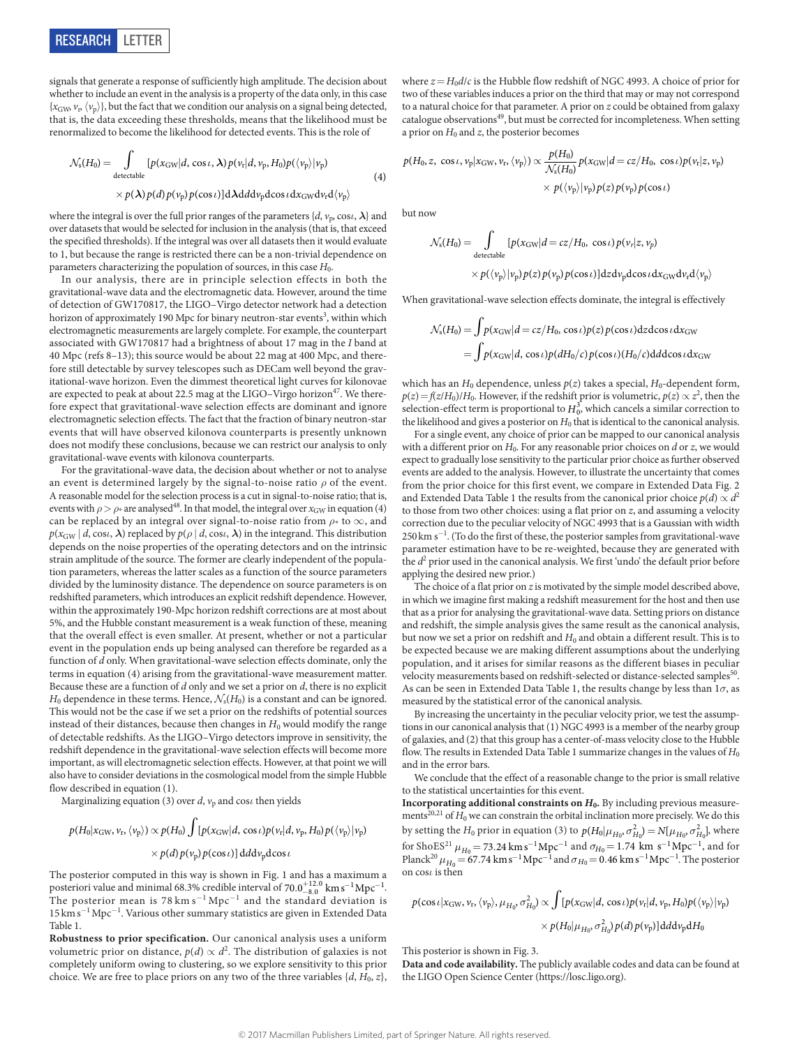signals that generate a response of sufficiently high amplitude. The decision about whether to include an event in the analysis is a property of the data only, in this case $\{x_{\rm GW}, v_{\rm r}, \langle v_{\rm p}\rangle\}$, but the fact that we condition our analysis on a signal being detected, that is, the data exceeding these thresholds, means that the likelihood must be renormalized to become the likelihood for detected events. This is the role of

$$\mathcal{N}_{\rm s}(H_0) = \int_{\rm detectable} [p(x_{\rm GW}|d, \cos\iota, \boldsymbol{\lambda})p(v_{\rm r}|d, v_{\rm p}, H_0)p(\langle v_{\rm p}\rangle|v_{\rm p}) \times p(\boldsymbol{\lambda})p(d)p(v_{\rm p})p(\cos\iota)]{\rm d}\boldsymbol{\lambda}{\rm d}d{\rm d}v_{\rm p}{\rm d}\cos\iota\,{\rm d}x_{\rm GW}{\rm d}v_{\rm r}{\rm d}\langle v_{\rm p}\rangle \quad (4)$$

where the integral is over the full prior ranges of the parameters $\{d, v_{\rm p}, \cos\iota, \boldsymbol{\lambda}\}$ and over datasets that would be selected for inclusion in the analysis (that is, that exceed the specified thresholds). If the integral was over all datasets then it would evaluate to 1, but because the range is restricted there can be a non-trivial dependence on parameters characterizing the population of sources, in this case $H_0$.

In our analysis, there are in principle selection effects in both the gravitational-wave data and the electromagnetic data. However, around the time of detection of GW170817, the LIGO–Virgo detector network had a detection horizon of approximately 190 Mpc for binary neutron-star events[3], within which electromagnetic measurements are largely complete. For example, the counterpart associated with GW170817 had a brightness of about 17 mag in the *I* band at 40 Mpc (refs 8–13); this source would be about 22 mag at 400 Mpc, and therefore still detectable by survey telescopes such as DECam well beyond the gravitational-wave horizon. Even the dimmest theoretical light curves for kilonovae are expected to peak at about 22.5 mag at the LIGO–Virgo horizon[47]. We therefore expect that gravitational-wave selection effects are dominant and ignore electromagnetic selection effects. The fact that the fraction of binary neutron-star events that will have observed kilonova counterparts is presently unknown does not modify these conclusions, because we can restrict our analysis to only gravitational-wave events with kilonova counterparts.

For the gravitational-wave data, the decision about whether or not to analyse an event is determined largely by the signal-to-noise ratio $\rho$ of the event. A reasonable model for the selection process is a cut in signal-to-noise ratio; that is, events with $\rho > \rho_*$ are analysed[48]. In that model, the integral over $x_{\rm GW}$ in equation (4) can be replaced by an integral over signal-to-noise ratio from $\rho_*$ to $\infty$, and $p(x_{\rm GW} \mid d, \cos\iota, \boldsymbol{\lambda})$ replaced by $p(\rho \mid d, \cos\iota, \boldsymbol{\lambda})$ in the integrand. This distribution depends on the noise properties of the operating detectors and on the intrinsic strain amplitude of the source. The former are clearly independent of the population parameters, whereas the latter scales as a function of the source parameters divided by the luminosity distance. The dependence on source parameters is on redshifted parameters, which introduces an explicit redshift dependence. However, within the approximately 190-Mpc horizon redshift corrections are at most about 5%, and the Hubble constant measurement is a weak function of these, meaning that the overall effect is even smaller. At present, whether or not a particular event in the population ends up being analysed can therefore be regarded as a function of $d$ only. When gravitational-wave selection effects dominate, only the terms in equation (4) arising from the gravitational-wave measurement matter. Because these are a function of $d$ only and we set a prior on $d$, there is no explicit $H_0$ dependence in these terms. Hence, $\mathcal{N}_{\rm s}(H_0)$ is a constant and can be ignored. This would not be the case if we set a prior on the redshifts of potential sources instead of their distances, because then changes in $H_0$ would modify the range of detectable redshifts. As the LIGO–Virgo detectors improve in sensitivity, the redshift dependence in the gravitational-wave selection effects will become more important, as will electromagnetic selection effects. However, at that point we will also have to consider deviations in the cosmological model from the simple Hubble flow described in equation (1).

Marginalizing equation (3) over $d$, $v_{\rm p}$ and $\cos\iota$ then yields

$$p(H_0|x_{\rm GW}, v_{\rm r}, \langle v_{\rm p}\rangle) \propto p(H_0)\int [p(x_{\rm GW}|d, \cos\iota)p(v_{\rm r}|d, v_{\rm p}, H_0)p(\langle v_{\rm p}\rangle|v_{\rm p}) \times p(d)p(v_{\rm p})p(\cos\iota)]{\rm d}d{\rm d}v_{\rm p}{\rm d}\cos\iota$$

The posterior computed in this way is shown in Fig. 1 and has a maximum a posteriori value and minimal 68.3% credible interval of $70.0^{+12.0}_{-8.0}\,{\rm km\,s^{-1}Mpc^{-1}}$. The posterior mean is $78\,{\rm km\,s^{-1}\,Mpc^{-1}}$ and the standard deviation is $15\,{\rm km\,s^{-1}\,Mpc^{-1}}$. Various other summary statistics are given in Extended Data Table 1.

**Robustness to prior specification.** Our canonical analysis uses a uniform volumetric prior on distance, $p(d) \propto d^2$. The distribution of galaxies is not completely uniform owing to clustering, so we explore sensitivity to this prior choice. We are free to place priors on any two of the three variables $\{d, H_0, z\}$, where $z = H_0 d/c$ is the Hubble flow redshift of NGC 4993. A choice of prior for two of these variables induces a prior on the third that may or may not correspond to a natural choice for that parameter. A prior on $z$ could be obtained from galaxy catalogue observations[49], but must be corrected for incompleteness. When setting a prior on $H_0$ and $z$, the posterior becomes

$$p(H_0, z, \cos\iota, v_{\rm p}|x_{\rm GW}, v_{\rm r}, \langle v_{\rm p}\rangle) \propto \frac{p(H_0)}{\mathcal{N}_{\rm s}(H_0)}p(x_{\rm GW}|d = cz/H_0, \cos\iota)p(v_{\rm r}|z, v_{\rm p}) \times p(\langle v_{\rm p}\rangle|v_{\rm p})p(z)p(v_{\rm p})p(\cos\iota)$$

but now

$$\mathcal{N}_{\rm s}(H_0) = \int_{\rm detectable} [p(x_{\rm GW}|d = cz/H_0, \cos\iota)p(v_r|z, v_{\rm p}) \times p(\langle v_{\rm p}\rangle|v_{\rm p})p(z)p(v_{\rm p})p(\cos\iota)]{\rm d}z{\rm d}v_{\rm p}{\rm d}\cos\iota\,{\rm d}x_{\rm GW}{\rm d}v_{\rm r}{\rm d}\langle v_{\rm p}\rangle$$

When gravitational-wave selection effects dominate, the integral is effectively

$$\mathcal{N}_{\rm s}(H_0) = \int p(x_{\rm GW}|d = cz/H_0, \cos\iota)p(z)p(\cos\iota){\rm d}z{\rm d}\cos\iota\,{\rm d}x_{\rm GW} = \int p(x_{\rm GW}|d, \cos\iota)p(dH_0/c)p(\cos\iota)(H_0/c){\rm d}d{\rm d}\cos\iota\,{\rm d}x_{\rm GW}$$

which has an $H_0$ dependence, unless $p(z)$ takes a special, $H_0$-dependent form, $p(z) = f(z/H_0)/H_0$. However, if the redshift prior is volumetric, $p(z) \propto z^2$, then the selection-effect term is proportional to $H_0^3$, which cancels a similar correction to the likelihood and gives a posterior on $H_0$ that is identical to the canonical analysis.

For a single event, any choice of prior can be mapped to our canonical analysis with a different prior on $H_0$. For any reasonable prior choices on $d$ or $z$, we would expect to gradually lose sensitivity to the particular prior choice as further observed events are added to the analysis. However, to illustrate the uncertainty that comes from the prior choice for this first event, we compare in Extended Data Fig. 2 and Extended Data Table 1 the results from the canonical prior choice $p(d) \propto d^2$ to those from two other choices: using a flat prior on $z$, and assuming a velocity correction due to the peculiar velocity of NGC 4993 that is a Gaussian with width $250\,{\rm km\,s^{-1}}$. (To do the first of these, the posterior samples from gravitational-wave parameter estimation have to be re-weighted, because they are generated with the $d^2$ prior used in the canonical analysis. We first 'undo' the default prior before applying the desired new prior.)

The choice of a flat prior on $z$ is motivated by the simple model described above, in which we imagine first making a redshift measurement for the host and then use that as a prior for analysing the gravitational-wave data. Setting priors on distance and redshift, the simple analysis gives the same result as the canonical analysis, but now we set a prior on redshift and $H_0$ and obtain a different result. This is to be expected because we are making different assumptions about the underlying population, and it arises for similar reasons as the different biases in peculiar velocity measurements based on redshift-selected or distance-selected samples[50]. As can be seen in Extended Data Table 1, the results change by less than $1\sigma$, as measured by the statistical error of the canonical analysis.

By increasing the uncertainty in the peculiar velocity prior, we test the assumptions in our canonical analysis that (1) NGC 4993 is a member of the nearby group of galaxies, and (2) that this group has a center-of-mass velocity close to the Hubble flow. The results in Extended Data Table 1 summarize changes in the values of $H_0$ and in the error bars.

We conclude that the effect of a reasonable change to the prior is small relative to the statistical uncertainties for this event.

**Incorporating additional constraints on $H_0$.** By including previous measurements[20,21] of $H_0$ we can constrain the orbital inclination more precisely. We do this by setting the $H_0$ prior in equation (3) to $p(H_0|\mu_{H_0}, \sigma^2_{H_0}) = N[\mu_{H_0}, \sigma^2_{H_0}]$, where for ShoES[21] $\mu_{H_0} = 73.24\,{\rm km\,s^{-1}Mpc^{-1}}$ and $\sigma_{H_0} = 1.74\,{\rm km\,s^{-1}Mpc^{-1}}$, and for Planck[20] $\mu_{H_0} = 67.74\,{\rm km\,s^{-1}Mpc^{-1}}$ and $\sigma_{H_0} = 0.46\,{\rm km\,s^{-1}Mpc^{-1}}$. The posterior on $\cos\iota$ is then

$$p(\cos\iota|x_{\rm GW}, v_{\rm r}, \langle v_{\rm p}\rangle, \mu_{H_0}, \sigma^2_{H_0}) \propto \int [p(x_{\rm GW}|d, \cos\iota)p(v_{\rm r}|d, v_{\rm p}, H_0)p(\langle v_{\rm p}\rangle|v_{\rm p}) \times p(H_0|\mu_{H_0}, \sigma^2_{H_0})p(d)p(v_{\rm p})]{\rm d}d{\rm d}v_{\rm p}{\rm d}H_0$$

This posterior is shown in Fig. 3.

**Data and code availability.** The publicly available codes and data can be found at the LIGO Open Science Center (https://losc.ligo.org).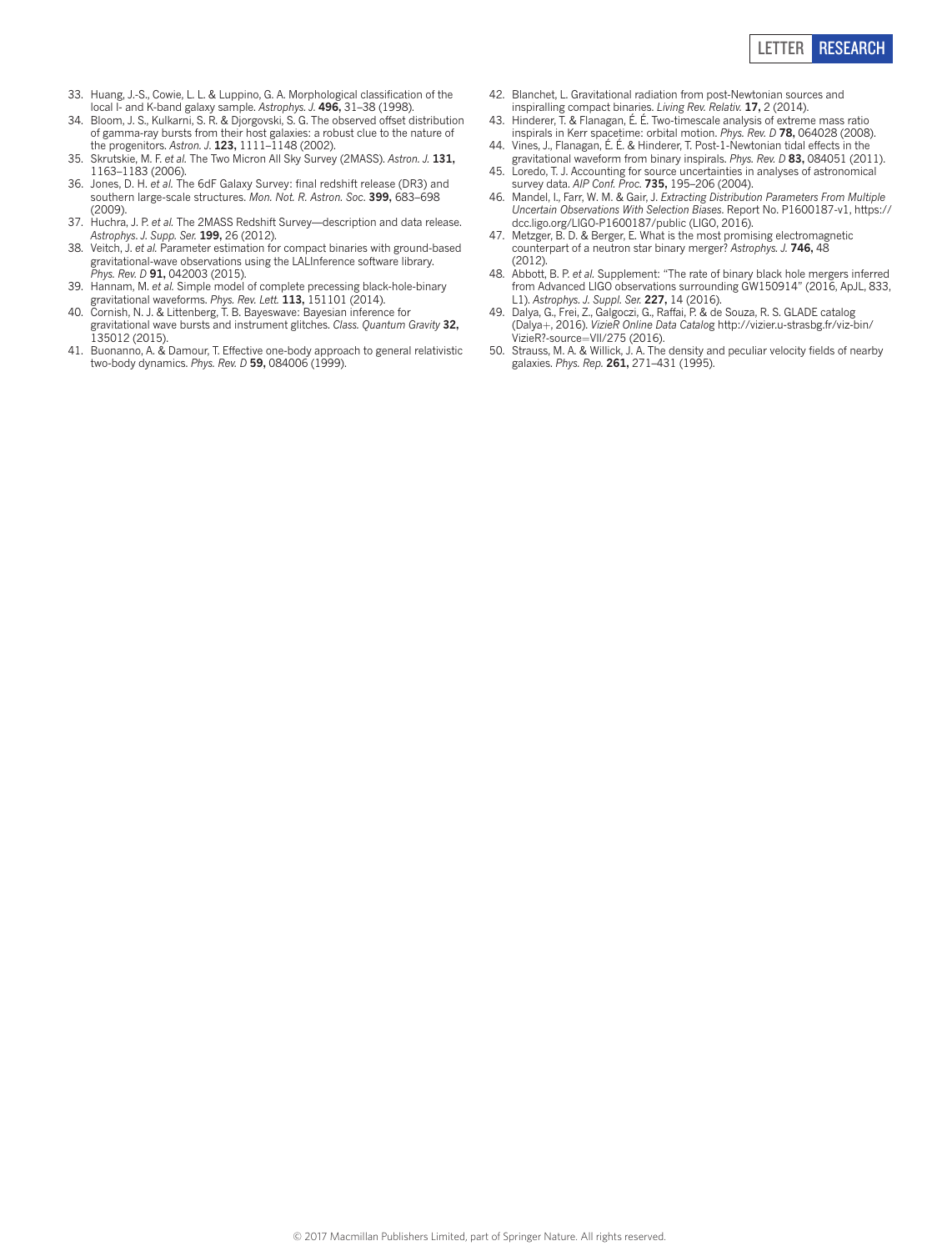33. Huang, J.-S., Cowie, L. L. & Luppino, G. A. Morphological classification of the local I- and K-band galaxy sample. *Astrophys. J.* **496,** 31–38 (1998).
34. Bloom, J. S., Kulkarni, S. R. & Djorgovski, S. G. The observed offset distribution of gamma-ray bursts from their host galaxies: a robust clue to the nature of the progenitors. *Astron. J.* **123,** 1111–1148 (2002).
35. Skrutskie, M. F. *et al.* The Two Micron All Sky Survey (2MASS). *Astron. J.* **131,** 1163–1183 (2006).
36. Jones, D. H. *et al.* The 6dF Galaxy Survey: final redshift release (DR3) and southern large-scale structures. *Mon. Not. R. Astron. Soc.* **399,** 683–698 (2009).
37. Huchra, J. P. *et al.* The 2MASS Redshift Survey—description and data release. *Astrophys. J. Supp. Ser.* **199,** 26 (2012).
38. Veitch, J. *et al.* Parameter estimation for compact binaries with ground-based gravitational-wave observations using the LALInference software library. *Phys. Rev. D* **91,** 042003 (2015).
39. Hannam, M. *et al.* Simple model of complete precessing black-hole-binary gravitational waveforms. *Phys. Rev. Lett.* **113,** 151101 (2014).
40. Cornish, N. J. & Littenberg, T. B. Bayeswave: Bayesian inference for gravitational wave bursts and instrument glitches. *Class. Quantum Gravity* **32,** 135012 (2015).
41. Buonanno, A. & Damour, T. Effective one-body approach to general relativistic two-body dynamics. *Phys. Rev. D* **59,** 084006 (1999).
42. Blanchet, L. Gravitational radiation from post-Newtonian sources and inspiralling compact binaries. *Living Rev. Relativ.* **17,** 2 (2014).
43. Hinderer, T. & Flanagan, É. É. Two-timescale analysis of extreme mass ratio inspirals in Kerr spacetime: orbital motion. *Phys. Rev. D* **78,** 064028 (2008).
44. Vines, J., Flanagan, É. É. & Hinderer, T. Post-1-Newtonian tidal effects in the gravitational waveform from binary inspirals. *Phys. Rev. D* **83,** 084051 (2011).
45. Loredo, T. J. Accounting for source uncertainties in analyses of astronomical survey data. *AIP Conf. Proc.* **735,** 195–206 (2004).
46. Mandel, I., Farr, W. M. & Gair, J. *Extracting Distribution Parameters From Multiple Uncertain Observations With Selection Biases.* Report No. P1600187-v1, https://dcc.ligo.org/LIGO-P1600187/public (LIGO, 2016).
47. Metzger, B. D. & Berger, E. What is the most promising electromagnetic counterpart of a neutron star binary merger? *Astrophys. J.* **746,** 48 (2012).
48. Abbott, B. P. *et al.* Supplement: "The rate of binary black hole mergers inferred from Advanced LIGO observations surrounding GW150914" (2016, ApJL, 833, L1). *Astrophys. J. Suppl. Ser.* **227,** 14 (2016).
49. Dalya, G., Frei, Z., Galgoczi, G., Raffai, P. & de Souza, R. S. GLADE catalog (Dalya+, 2016). *VizieR Online Data Catalog* http://vizier.u-strasbg.fr/viz-bin/VizieR?-source=VII/275 (2016).
50. Strauss, M. A. & Willick, J. A. The density and peculiar velocity fields of nearby galaxies. *Phys. Rep.* **261,** 271–431 (1995).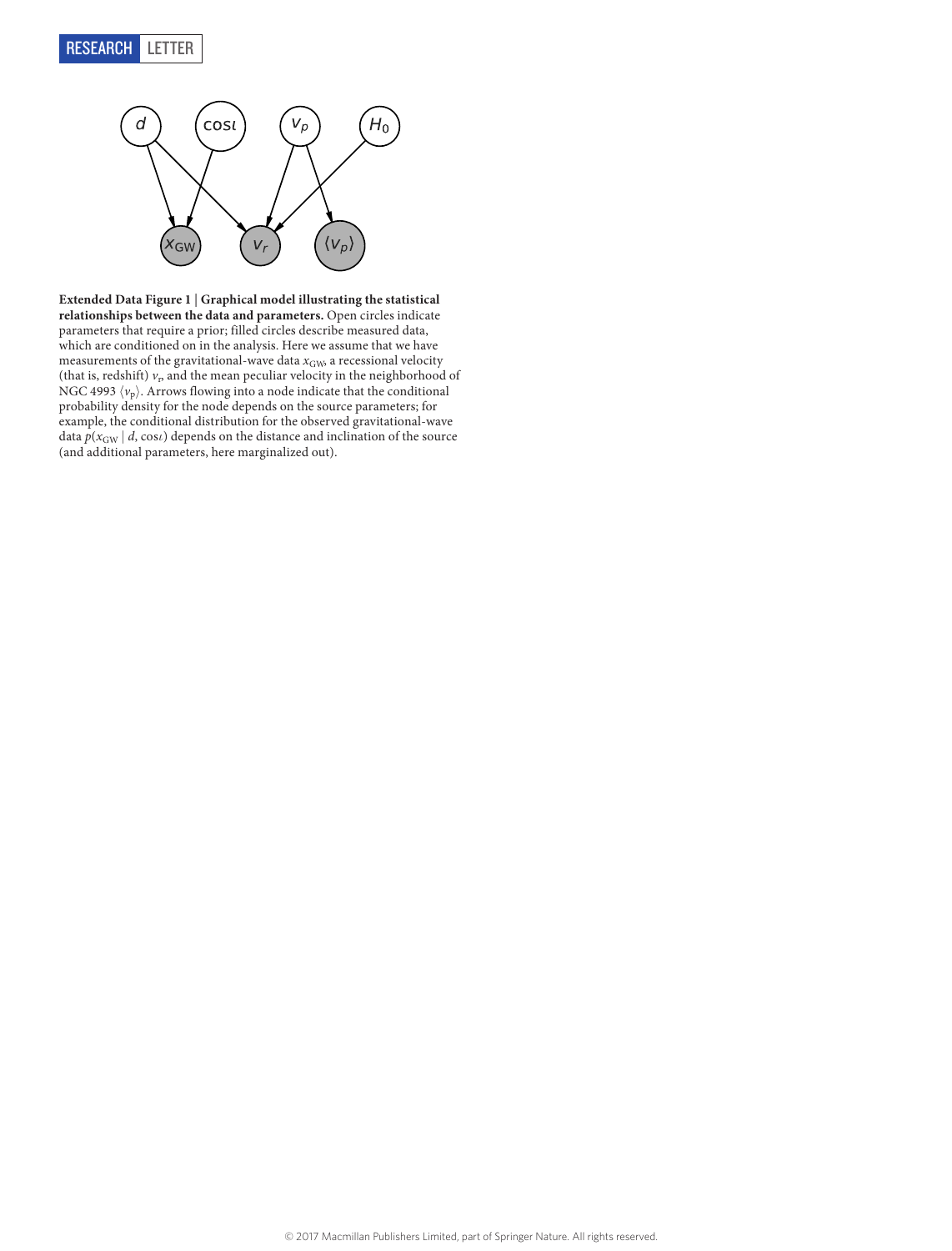**Extended Data Figure 1 | Graphical model illustrating the statistical relationships between the data and parameters.** Open circles indicate parameters that require a prior; filled circles describe measured data, which are conditioned on in the analysis. Here we assume that we have measurements of the gravitational-wave data $x_{\mathrm{GW}}$, a recessional velocity (that is, redshift) $v_r$, and the mean peculiar velocity in the neighborhood of NGC 4993 $\langle v_p \rangle$. Arrows flowing into a node indicate that the conditional probability density for the node depends on the source parameters; for example, the conditional distribution for the observed gravitational-wave data $p(x_{\mathrm{GW}} \mid d, \cos\iota)$ depends on the distance and inclination of the source (and additional parameters, here marginalized out).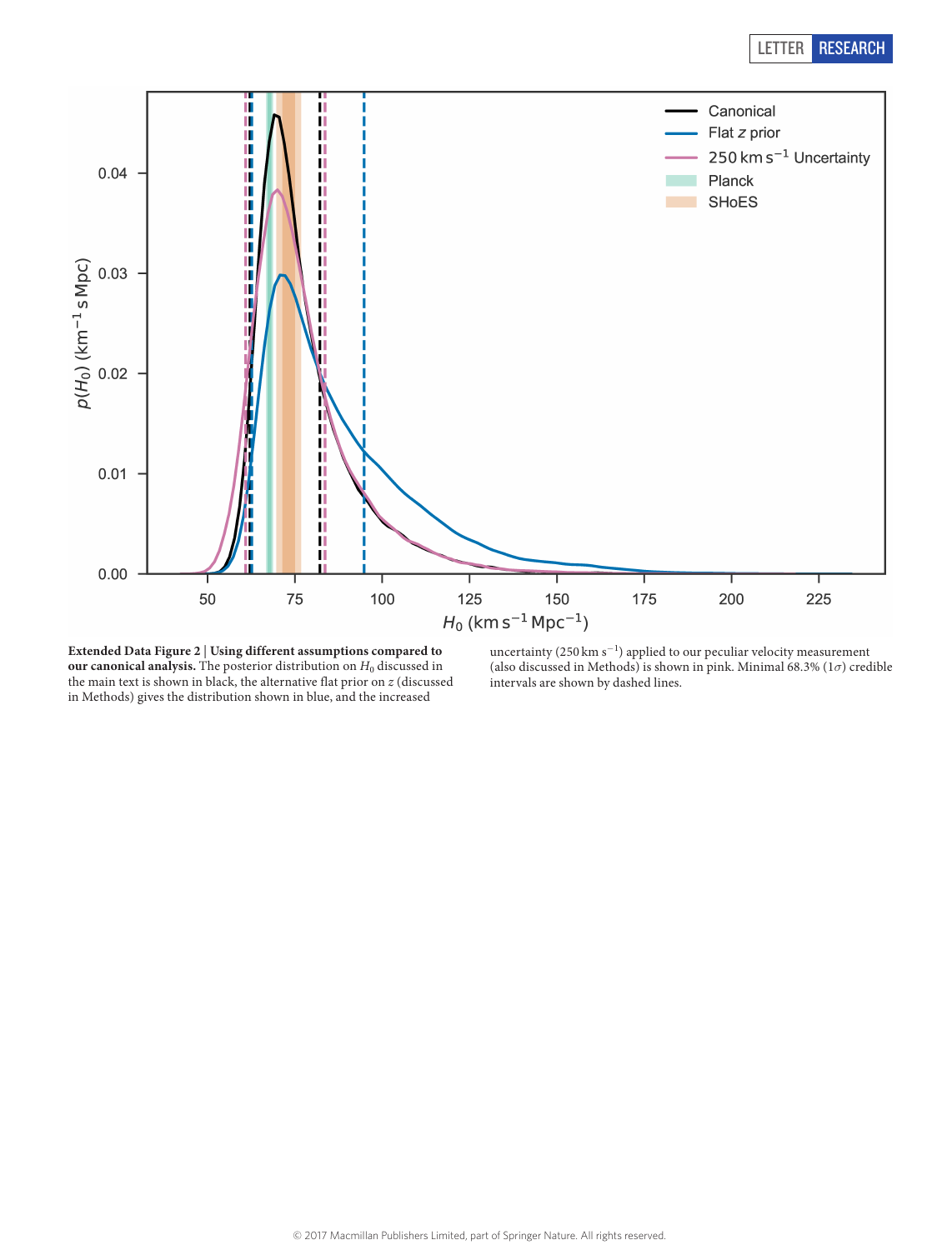**Extended Data Figure 2 | Using different assumptions compared to our canonical analysis.** The posterior distribution on $H_0$ discussed in the main text is shown in black, the alternative flat prior on $z$ (discussed in Methods) gives the distribution shown in blue, and the increased uncertainty ($250\,\mathrm{km\,s^{-1}}$) applied to our peculiar velocity measurement (also discussed in Methods) is shown in pink. Minimal 68.3% ($1\sigma$) credible intervals are shown by dashed lines.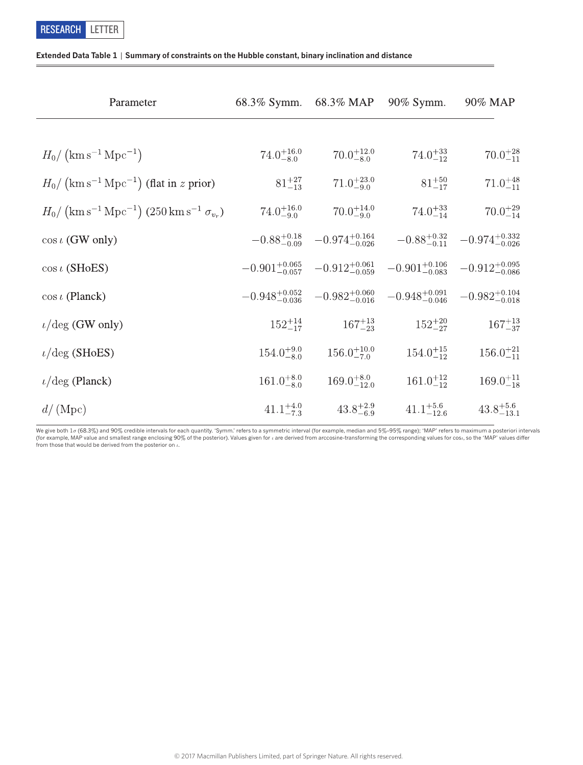**Extended Data Table 1 | Summary of constraints on the Hubble constant, binary inclination and distance**

| Parameter | 68.3% Symm. | 68.3% MAP | 90% Symm. | 90% MAP |
|---|---|---|---|---|
| $H_0/\left(\mathrm{km\,s^{-1}\,Mpc^{-1}}\right)$ | $74.0^{+16.0}_{-8.0}$ | $70.0^{+12.0}_{-8.0}$ | $74.0^{+33}_{-12}$ | $70.0^{+28}_{-11}$ |
| $H_0/\left(\mathrm{km\,s^{-1}\,Mpc^{-1}}\right)$ (flat in $z$ prior) | $81^{+27}_{-13}$ | $71.0^{+23.0}_{-9.0}$ | $81^{+50}_{-17}$ | $71.0^{+48}_{-11}$ |
| $H_0/\left(\mathrm{km\,s^{-1}\,Mpc^{-1}}\right)$ ($250\,\mathrm{km\,s^{-1}}\ \sigma_{v_r}$) | $74.0^{+16.0}_{-9.0}$ | $70.0^{+14.0}_{-9.0}$ | $74.0^{+33}_{-14}$ | $70.0^{+29}_{-14}$ |
| $\cos\iota$ (GW only) | $-0.88^{+0.18}_{-0.09}$ | $-0.974^{+0.164}_{-0.026}$ | $-0.88^{+0.32}_{-0.11}$ | $-0.974^{+0.332}_{-0.026}$ |
| $\cos\iota$ (SHoES) | $-0.901^{+0.065}_{-0.057}$ | $-0.912^{+0.061}_{-0.059}$ | $-0.901^{+0.106}_{-0.083}$ | $-0.912^{+0.095}_{-0.086}$ |
| $\cos\iota$ (Planck) | $-0.948^{+0.052}_{-0.036}$ | $-0.982^{+0.060}_{-0.016}$ | $-0.948^{+0.091}_{-0.046}$ | $-0.982^{+0.104}_{-0.018}$ |
| $\iota/\mathrm{deg}$ (GW only) | $152^{+14}_{-17}$ | $167^{+13}_{-23}$ | $152^{+20}_{-27}$ | $167^{+13}_{-37}$ |
| $\iota/\mathrm{deg}$ (SHoES) | $154.0^{+9.0}_{-8.0}$ | $156.0^{+10.0}_{-7.0}$ | $154.0^{+15}_{-12}$ | $156.0^{+21}_{-11}$ |
| $\iota/\mathrm{deg}$ (Planck) | $161.0^{+8.0}_{-8.0}$ | $169.0^{+8.0}_{-12.0}$ | $161.0^{+12}_{-12}$ | $169.0^{+11}_{-18}$ |
| $d/\,(\mathrm{Mpc})$ | $41.1^{+4.0}_{-7.3}$ | $43.8^{+2.9}_{-6.9}$ | $41.1^{+5.6}_{-12.6}$ | $43.8^{+5.6}_{-13.1}$ |

We give both $1\sigma$ (68.3%) and 90% credible intervals for each quantity. 'Symm.' refers to a symmetric interval (for example, median and 5%–95% range); 'MAP' refers to maximum a posteriori intervals (for example, MAP value and smallest range enclosing 90% of the posterior). Values given for $\iota$ are derived from arccosine-transforming the corresponding values for $\cos\iota$, so the 'MAP' values differ from those that would be derived from the posterior on $\iota$.